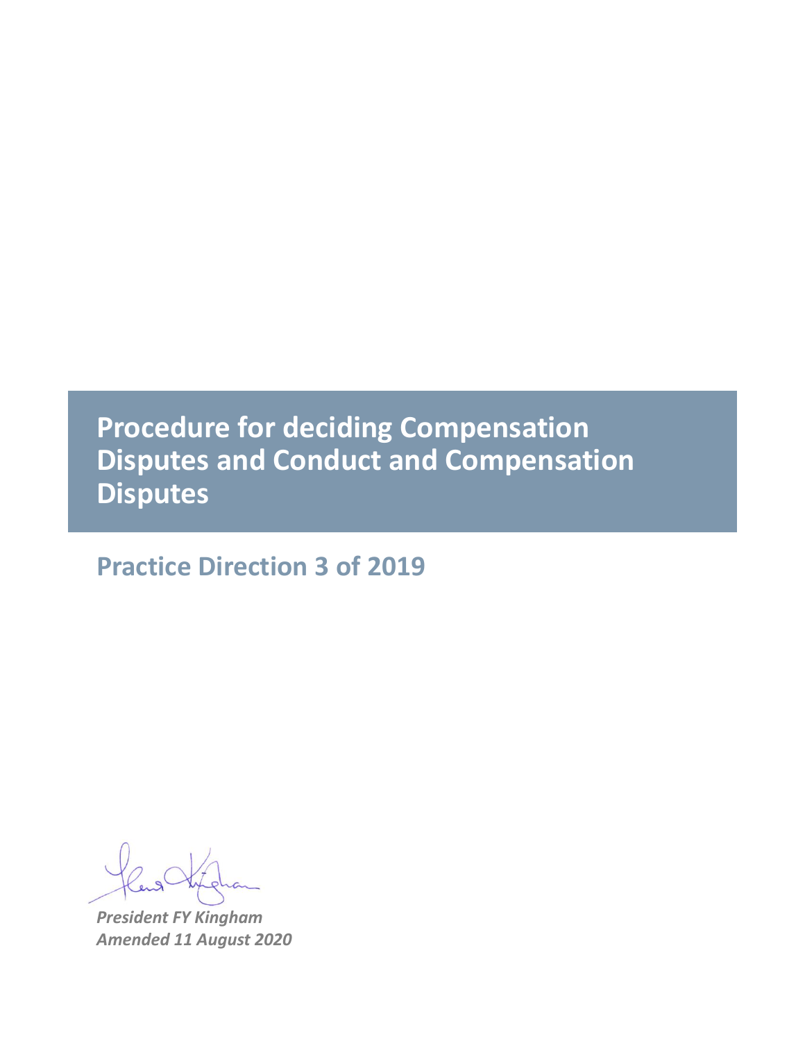# Procedure for deciding Compensation Disputes and Conduct and Compensation Disputes

## Practice Direction 3 of 2019

*President FY Kingham*
*Amended 11 August 2020*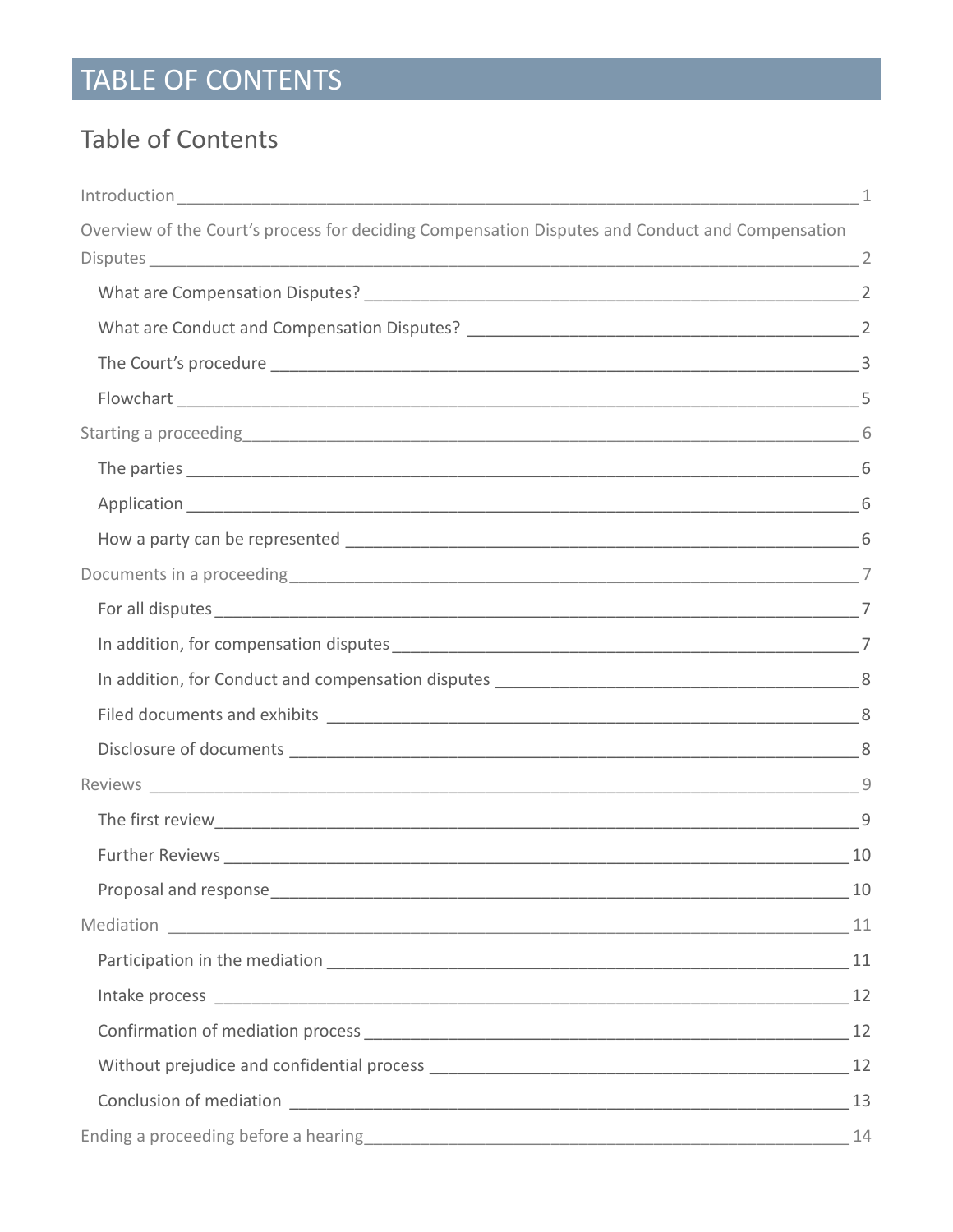# TABLE OF CONTENTS

## Table of Contents

Introduction 1

Overview of the Court's process for deciding Compensation Disputes and Conduct and Compensation Disputes 2

- What are Compensation Disputes? 2
- What are Conduct and Compensation Disputes? 2
- The Court's procedure 3
- Flowchart 5

Starting a proceeding 6

- The parties 6
- Application 6
- How a party can be represented 6

Documents in a proceeding 7

- For all disputes 7
- In addition, for compensation disputes 7
- In addition, for Conduct and compensation disputes 8
- Filed documents and exhibits 8
- Disclosure of documents 8

Reviews 9

- The first review 9
- Further Reviews 10
- Proposal and response 10

Mediation 11

- Participation in the mediation 11
- Intake process 12
- Confirmation of mediation process 12
- Without prejudice and confidential process 12
- Conclusion of mediation 13

Ending a proceeding before a hearing 14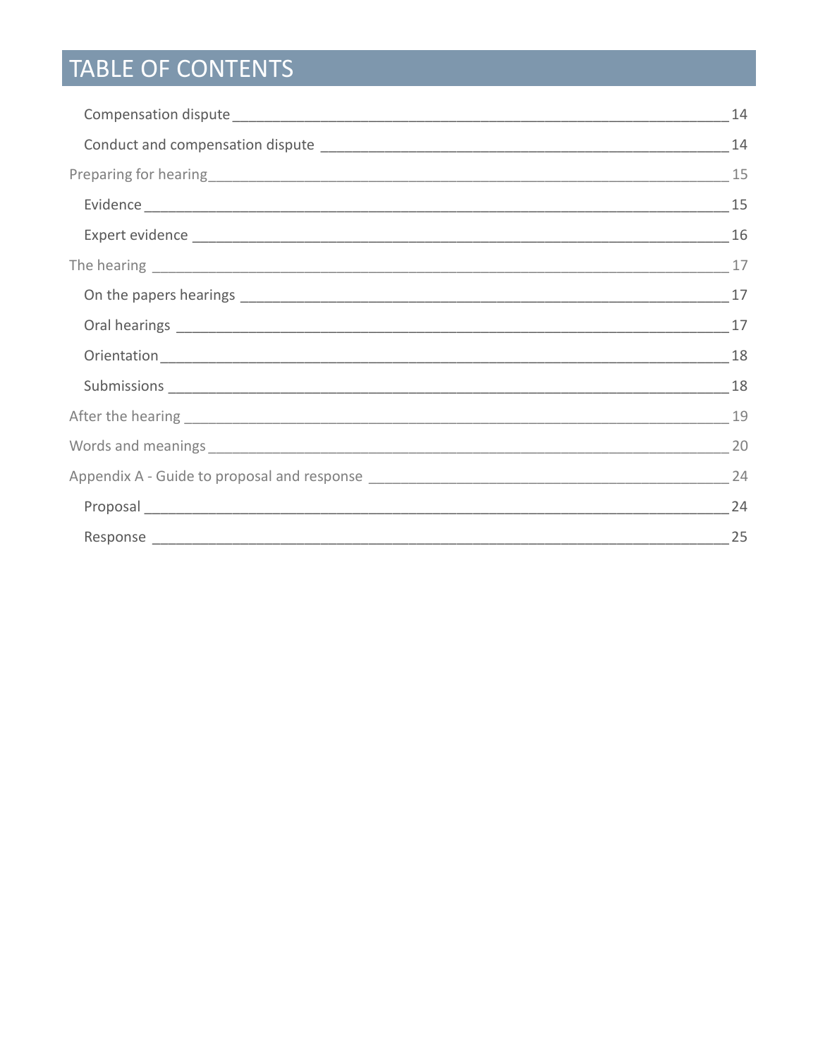# TABLE OF CONTENTS

- Compensation dispute 14
- Conduct and compensation dispute 14

Preparing for hearing 15

- Evidence 15
- Expert evidence 16

The hearing 17

- On the papers hearings 17
- Oral hearings 17
- Orientation 18
- Submissions 18

After the hearing 19

Words and meanings 20

Appendix A - Guide to proposal and response 24

- Proposal 24
- Response 25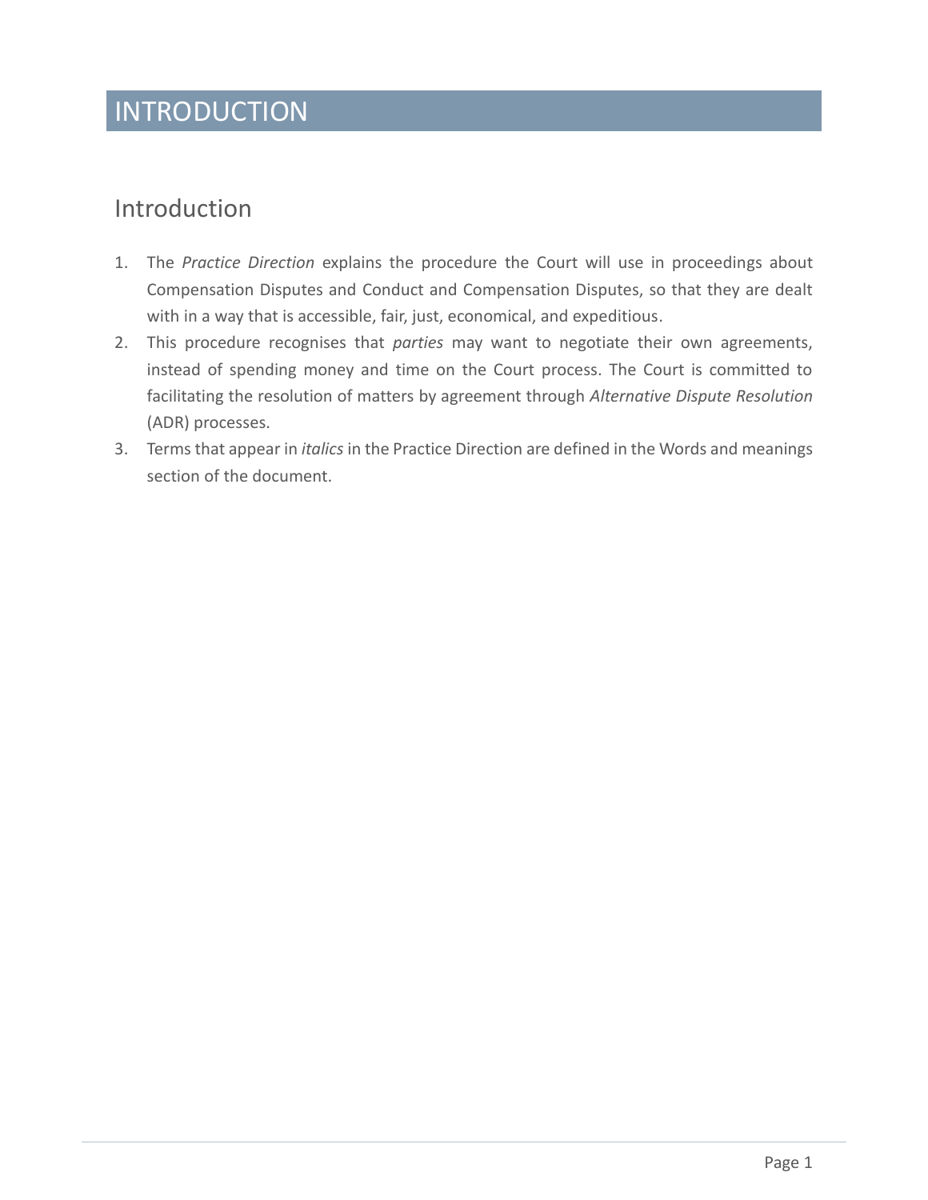# INTRODUCTION

## Introduction

1. The *Practice Direction* explains the procedure the Court will use in proceedings about Compensation Disputes and Conduct and Compensation Disputes, so that they are dealt with in a way that is accessible, fair, just, economical, and expeditious.
2. This procedure recognises that *parties* may want to negotiate their own agreements, instead of spending money and time on the Court process. The Court is committed to facilitating the resolution of matters by agreement through *Alternative Dispute Resolution* (ADR) processes.
3. Terms that appear in *italics* in the Practice Direction are defined in the Words and meanings section of the document.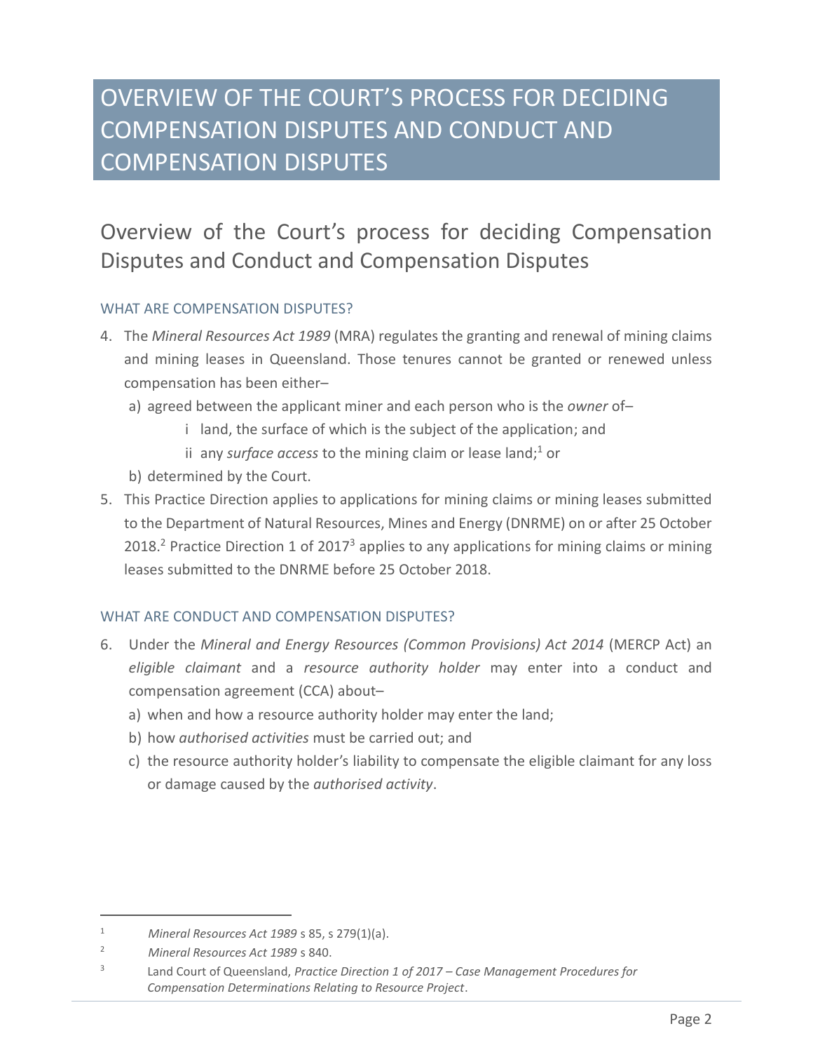# OVERVIEW OF THE COURT'S PROCESS FOR DECIDING COMPENSATION DISPUTES AND CONDUCT AND COMPENSATION DISPUTES

## Overview of the Court's process for deciding Compensation Disputes and Conduct and Compensation Disputes

### WHAT ARE COMPENSATION DISPUTES?

4. The *Mineral Resources Act 1989* (MRA) regulates the granting and renewal of mining claims and mining leases in Queensland. Those tenures cannot be granted or renewed unless compensation has been either–
   a) agreed between the applicant miner and each person who is the *owner* of–
      i land, the surface of which is the subject of the application; and
      ii any *surface access* to the mining claim or lease land;[1] or
   b) determined by the Court.
5. This Practice Direction applies to applications for mining claims or mining leases submitted to the Department of Natural Resources, Mines and Energy (DNRME) on or after 25 October 2018.[2] Practice Direction 1 of 2017[3] applies to any applications for mining claims or mining leases submitted to the DNRME before 25 October 2018.

### WHAT ARE CONDUCT AND COMPENSATION DISPUTES?

6. Under the *Mineral and Energy Resources (Common Provisions) Act 2014* (MERCP Act) an *eligible claimant* and a *resource authority holder* may enter into a conduct and compensation agreement (CCA) about–
   a) when and how a resource authority holder may enter the land;
   b) how *authorised activities* must be carried out; and
   c) the resource authority holder's liability to compensate the eligible claimant for any loss or damage caused by the *authorised activity*.

---

[1] *Mineral Resources Act 1989* s 85, s 279(1)(a).

[2] *Mineral Resources Act 1989* s 840.

[3] Land Court of Queensland, *Practice Direction 1 of 2017 – Case Management Procedures for Compensation Determinations Relating to Resource Project*.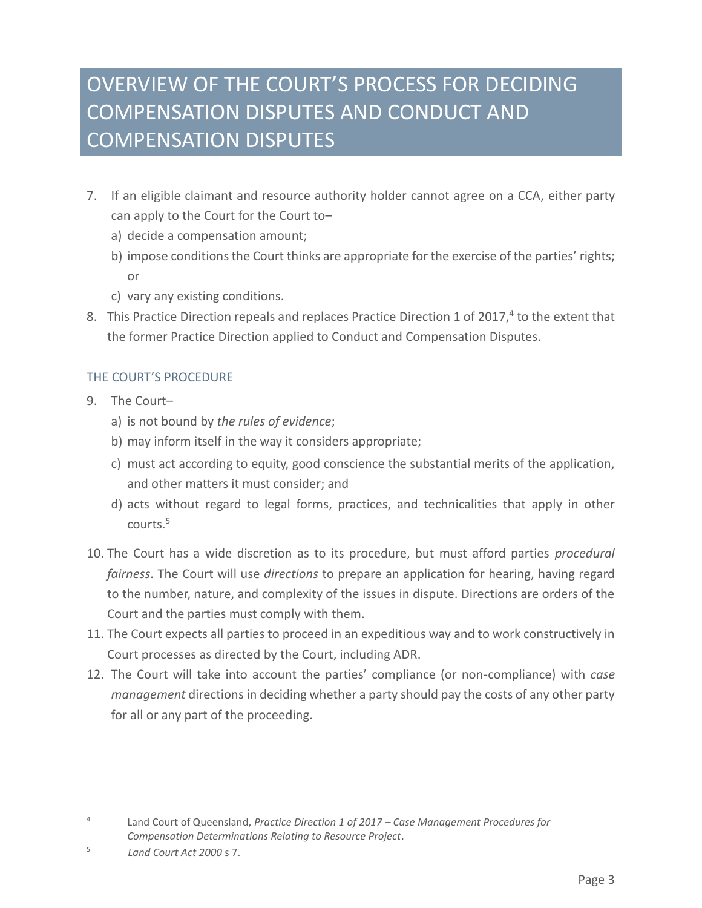# OVERVIEW OF THE COURT'S PROCESS FOR DECIDING COMPENSATION DISPUTES AND CONDUCT AND COMPENSATION DISPUTES

7. If an eligible claimant and resource authority holder cannot agree on a CCA, either party can apply to the Court for the Court to–
   a) decide a compensation amount;
   b) impose conditions the Court thinks are appropriate for the exercise of the parties' rights; or
   c) vary any existing conditions.
8. This Practice Direction repeals and replaces Practice Direction 1 of 2017,[4] to the extent that the former Practice Direction applied to Conduct and Compensation Disputes.

## THE COURT'S PROCEDURE

9. The Court–
   a) is not bound by *the rules of evidence*;
   b) may inform itself in the way it considers appropriate;
   c) must act according to equity, good conscience the substantial merits of the application, and other matters it must consider; and
   d) acts without regard to legal forms, practices, and technicalities that apply in other courts.[5]
10. The Court has a wide discretion as to its procedure, but must afford parties *procedural fairness*. The Court will use *directions* to prepare an application for hearing, having regard to the number, nature, and complexity of the issues in dispute. Directions are orders of the Court and the parties must comply with them.
11. The Court expects all parties to proceed in an expeditious way and to work constructively in Court processes as directed by the Court, including ADR.
12. The Court will take into account the parties' compliance (or non-compliance) with *case management* directions in deciding whether a party should pay the costs of any other party for all or any part of the proceeding.

---

[4] Land Court of Queensland, *Practice Direction 1 of 2017 – Case Management Procedures for Compensation Determinations Relating to Resource Project*.

[5] *Land Court Act 2000* s 7.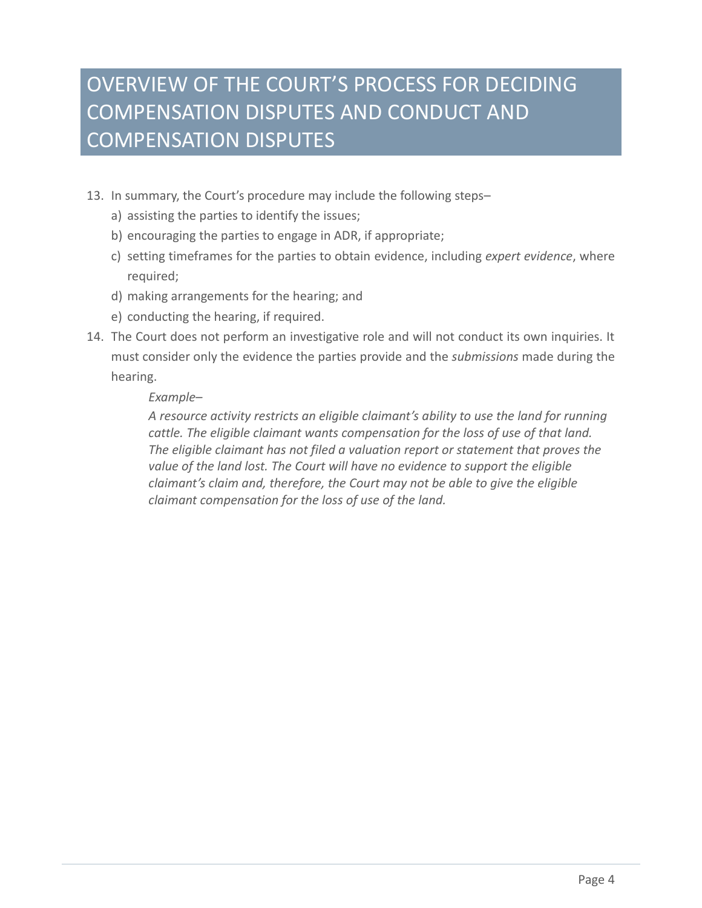# OVERVIEW OF THE COURT'S PROCESS FOR DECIDING COMPENSATION DISPUTES AND CONDUCT AND COMPENSATION DISPUTES

13. In summary, the Court's procedure may include the following steps–
    a) assisting the parties to identify the issues;
    b) encouraging the parties to engage in ADR, if appropriate;
    c) setting timeframes for the parties to obtain evidence, including *expert evidence*, where required;
    d) making arrangements for the hearing; and
    e) conducting the hearing, if required.
14. The Court does not perform an investigative role and will not conduct its own inquiries. It must consider only the evidence the parties provide and the *submissions* made during the hearing.

    *Example–*

    *A resource activity restricts an eligible claimant's ability to use the land for running cattle. The eligible claimant wants compensation for the loss of use of that land. The eligible claimant has not filed a valuation report or statement that proves the value of the land lost. The Court will have no evidence to support the eligible claimant's claim and, therefore, the Court may not be able to give the eligible claimant compensation for the loss of use of the land.*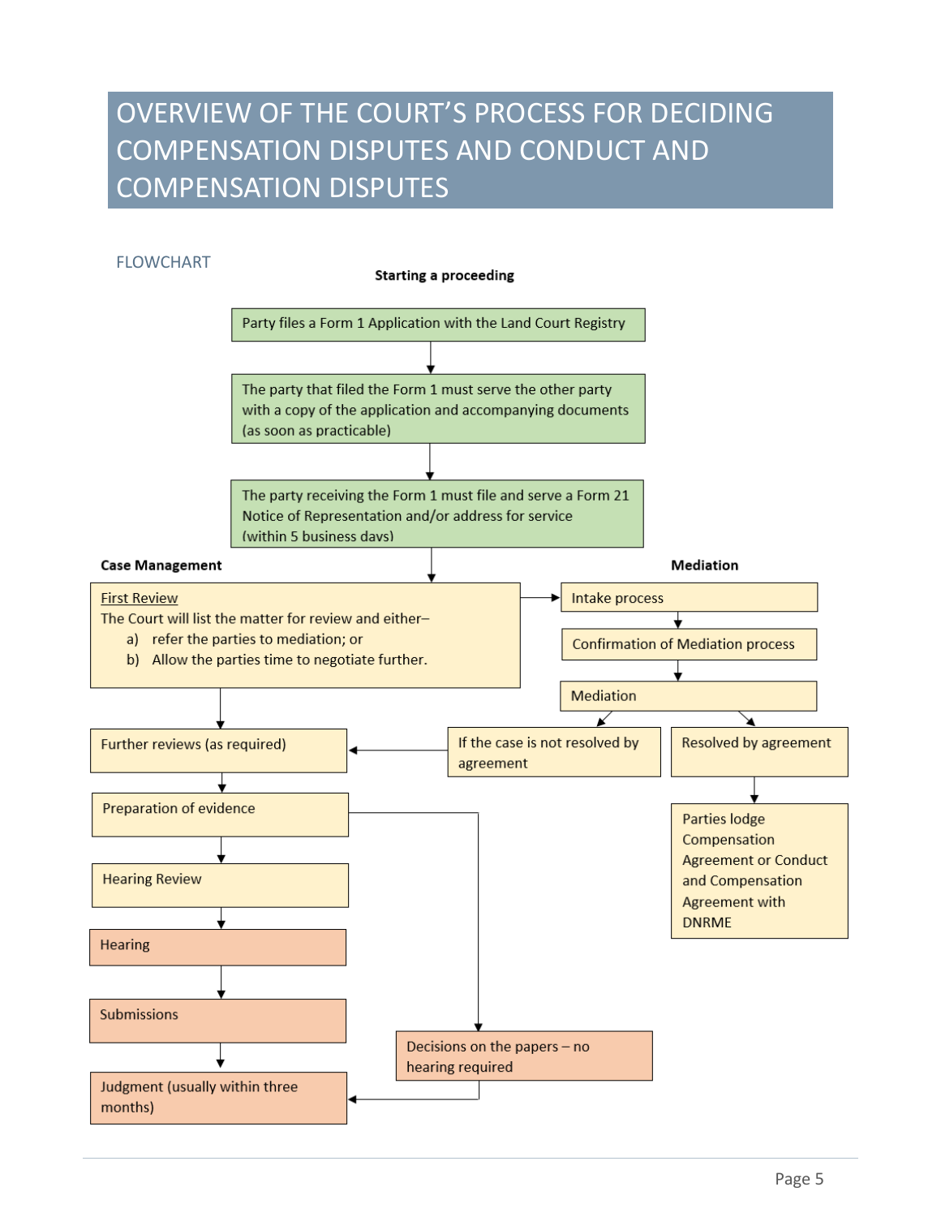# OVERVIEW OF THE COURT'S PROCESS FOR DECIDING COMPENSATION DISPUTES AND CONDUCT AND COMPENSATION DISPUTES

## FLOWCHART

**Starting a proceeding**

Party files a Form 1 Application with the Land Court Registry

↓

The party that filed the Form 1 must serve the other party with a copy of the application and accompanying documents (as soon as practicable)

↓

The party receiving the Form 1 must file and serve a Form 21 Notice of Representation and/or address for service (within 5 business days)

↓

**Case Management**

First Review
The Court will list the matter for review and either–

a) refer the parties to mediation; or
b) Allow the parties time to negotiate further.

↓

Further reviews (as required)

↓

Preparation of evidence

↓

Hearing Review

↓

Hearing

↓

Submissions

↓

Judgment (usually within three months)

Preparation of evidence → Decisions on the papers – no hearing required → Judgment (usually within three months)

**Mediation**

First Review → Intake process

↓

Confirmation of Mediation process

↓

Mediation

↓

- If the case is not resolved by agreement → Further reviews (as required)
- Resolved by agreement → Parties lodge Compensation Agreement or Conduct and Compensation Agreement with DNRME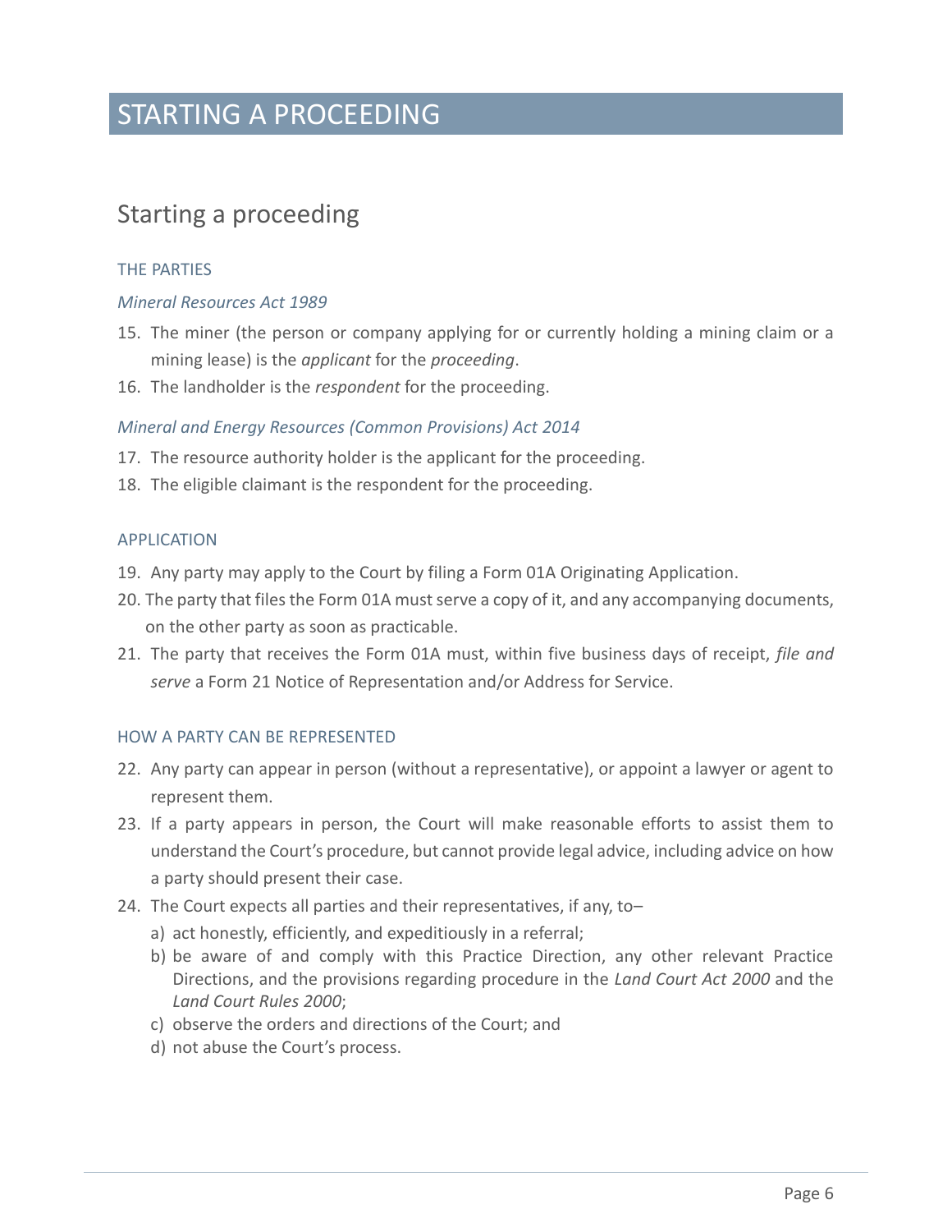# STARTING A PROCEEDING

## Starting a proceeding

### THE PARTIES

*Mineral Resources Act 1989*

15. The miner (the person or company applying for or currently holding a mining claim or a mining lease) is the *applicant* for the *proceeding*.
16. The landholder is the *respondent* for the proceeding.

*Mineral and Energy Resources (Common Provisions) Act 2014*

17. The resource authority holder is the applicant for the proceeding.
18. The eligible claimant is the respondent for the proceeding.

### APPLICATION

19. Any party may apply to the Court by filing a Form 01A Originating Application.
20. The party that files the Form 01A must serve a copy of it, and any accompanying documents, on the other party as soon as practicable.
21. The party that receives the Form 01A must, within five business days of receipt, *file and serve* a Form 21 Notice of Representation and/or Address for Service.

### HOW A PARTY CAN BE REPRESENTED

22. Any party can appear in person (without a representative), or appoint a lawyer or agent to represent them.
23. If a party appears in person, the Court will make reasonable efforts to assist them to understand the Court's procedure, but cannot provide legal advice, including advice on how a party should present their case.
24. The Court expects all parties and their representatives, if any, to–
    a) act honestly, efficiently, and expeditiously in a referral;
    b) be aware of and comply with this Practice Direction, any other relevant Practice Directions, and the provisions regarding procedure in the *Land Court Act 2000* and the *Land Court Rules 2000*;
    c) observe the orders and directions of the Court; and
    d) not abuse the Court's process.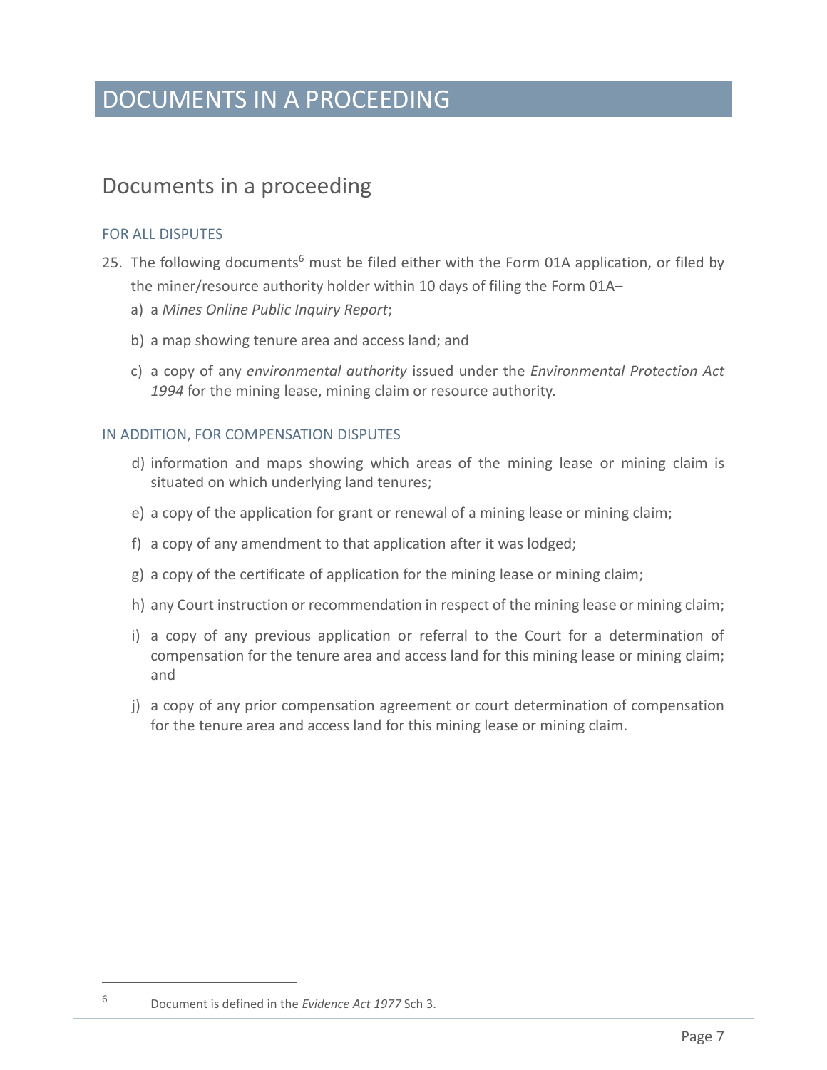# DOCUMENTS IN A PROCEEDING

## Documents in a proceeding

### FOR ALL DISPUTES

25. The following documents[6] must be filed either with the Form 01A application, or filed by the miner/resource authority holder within 10 days of filing the Form 01A–
    a) a *Mines Online Public Inquiry Report*;
    b) a map showing tenure area and access land; and
    c) a copy of any *environmental authority* issued under the *Environmental Protection Act 1994* for the mining lease, mining claim or resource authority.

### IN ADDITION, FOR COMPENSATION DISPUTES

d) information and maps showing which areas of the mining lease or mining claim is situated on which underlying land tenures;

e) a copy of the application for grant or renewal of a mining lease or mining claim;

f) a copy of any amendment to that application after it was lodged;

g) a copy of the certificate of application for the mining lease or mining claim;

h) any Court instruction or recommendation in respect of the mining lease or mining claim;

i) a copy of any previous application or referral to the Court for a determination of compensation for the tenure area and access land for this mining lease or mining claim; and

j) a copy of any prior compensation agreement or court determination of compensation for the tenure area and access land for this mining lease or mining claim.

---

[6] Document is defined in the *Evidence Act 1977* Sch 3.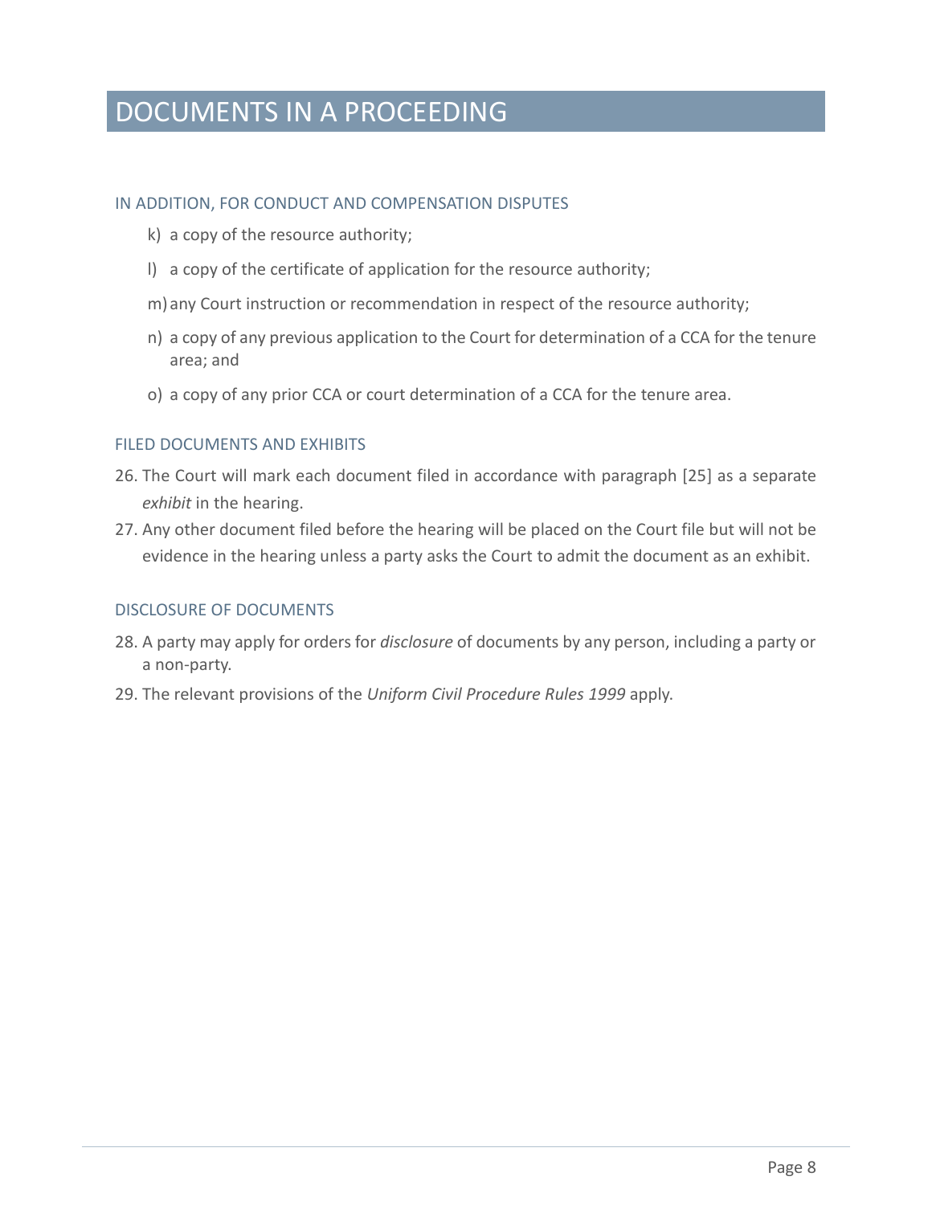# DOCUMENTS IN A PROCEEDING

### IN ADDITION, FOR CONDUCT AND COMPENSATION DISPUTES

k) a copy of the resource authority;

l) a copy of the certificate of application for the resource authority;

m) any Court instruction or recommendation in respect of the resource authority;

n) a copy of any previous application to the Court for determination of a CCA for the tenure area; and

o) a copy of any prior CCA or court determination of a CCA for the tenure area.

### FILED DOCUMENTS AND EXHIBITS

26. The Court will mark each document filed in accordance with paragraph [25] as a separate *exhibit* in the hearing.
27. Any other document filed before the hearing will be placed on the Court file but will not be evidence in the hearing unless a party asks the Court to admit the document as an exhibit.

### DISCLOSURE OF DOCUMENTS

28. A party may apply for orders for *disclosure* of documents by any person, including a party or a non-party.
29. The relevant provisions of the *Uniform Civil Procedure Rules 1999* apply.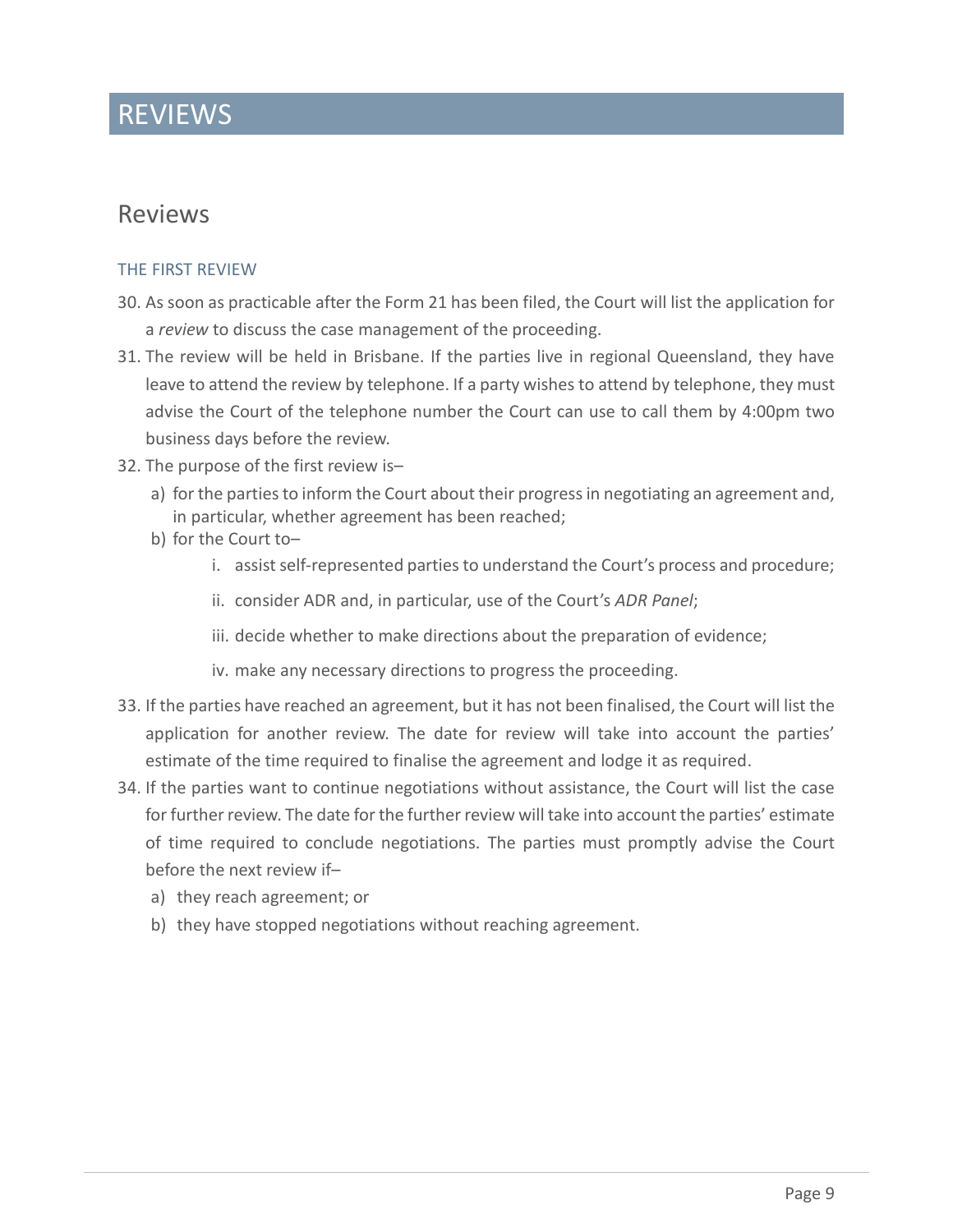# REVIEWS

## Reviews

### THE FIRST REVIEW

30. As soon as practicable after the Form 21 has been filed, the Court will list the application for a *review* to discuss the case management of the proceeding.
31. The review will be held in Brisbane. If the parties live in regional Queensland, they have leave to attend the review by telephone. If a party wishes to attend by telephone, they must advise the Court of the telephone number the Court can use to call them by 4:00pm two business days before the review.
32. The purpose of the first review is–
    a) for the parties to inform the Court about their progress in negotiating an agreement and, in particular, whether agreement has been reached;
    b) for the Court to–
        i. assist self-represented parties to understand the Court's process and procedure;
        ii. consider ADR and, in particular, use of the Court's *ADR Panel*;
        iii. decide whether to make directions about the preparation of evidence;
        iv. make any necessary directions to progress the proceeding.
33. If the parties have reached an agreement, but it has not been finalised, the Court will list the application for another review. The date for review will take into account the parties' estimate of the time required to finalise the agreement and lodge it as required.
34. If the parties want to continue negotiations without assistance, the Court will list the case for further review. The date for the further review will take into account the parties' estimate of time required to conclude negotiations. The parties must promptly advise the Court before the next review if–
    a) they reach agreement; or
    b) they have stopped negotiations without reaching agreement.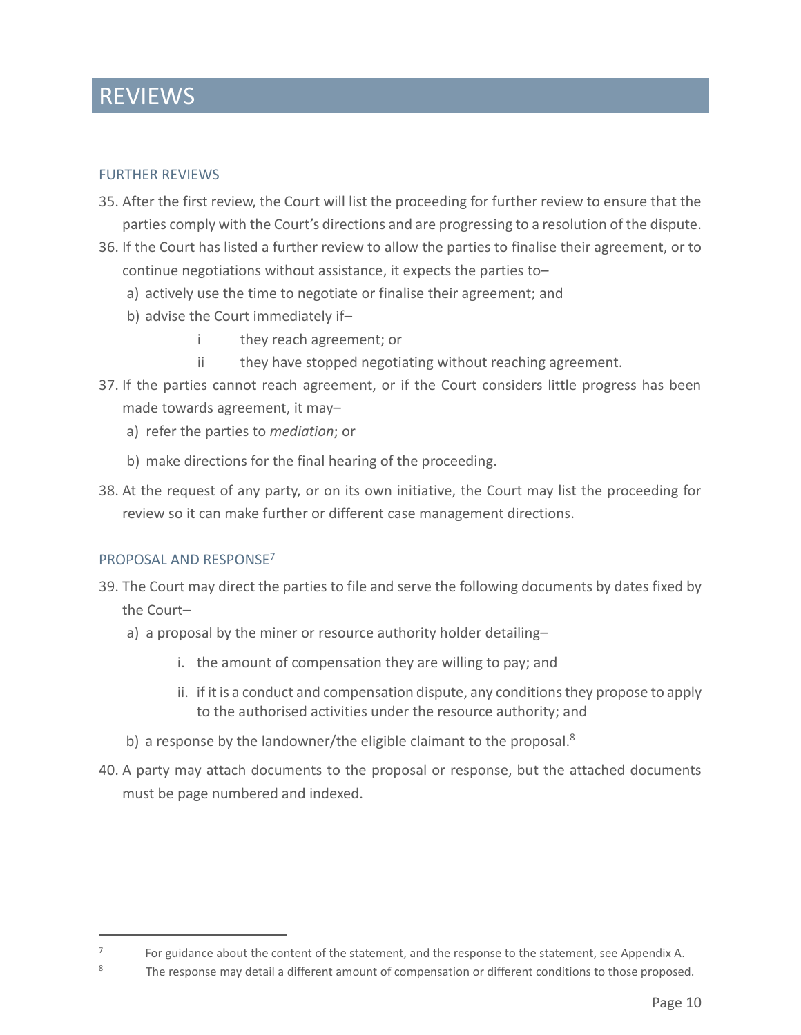# REVIEWS

## FURTHER REVIEWS

35. After the first review, the Court will list the proceeding for further review to ensure that the parties comply with the Court's directions and are progressing to a resolution of the dispute.
36. If the Court has listed a further review to allow the parties to finalise their agreement, or to continue negotiations without assistance, it expects the parties to–
    a) actively use the time to negotiate or finalise their agreement; and
    b) advise the Court immediately if–
        i they reach agreement; or
        ii they have stopped negotiating without reaching agreement.
37. If the parties cannot reach agreement, or if the Court considers little progress has been made towards agreement, it may–
    a) refer the parties to *mediation*; or
    b) make directions for the final hearing of the proceeding.
38. At the request of any party, or on its own initiative, the Court may list the proceeding for review so it can make further or different case management directions.

## PROPOSAL AND RESPONSE[7]

39. The Court may direct the parties to file and serve the following documents by dates fixed by the Court–
    a) a proposal by the miner or resource authority holder detailing–
        i. the amount of compensation they are willing to pay; and
        ii. if it is a conduct and compensation dispute, any conditions they propose to apply to the authorised activities under the resource authority; and
    b) a response by the landowner/the eligible claimant to the proposal.[8]
40. A party may attach documents to the proposal or response, but the attached documents must be page numbered and indexed.

---

[7] For guidance about the content of the statement, and the response to the statement, see Appendix A.

[8] The response may detail a different amount of compensation or different conditions to those proposed.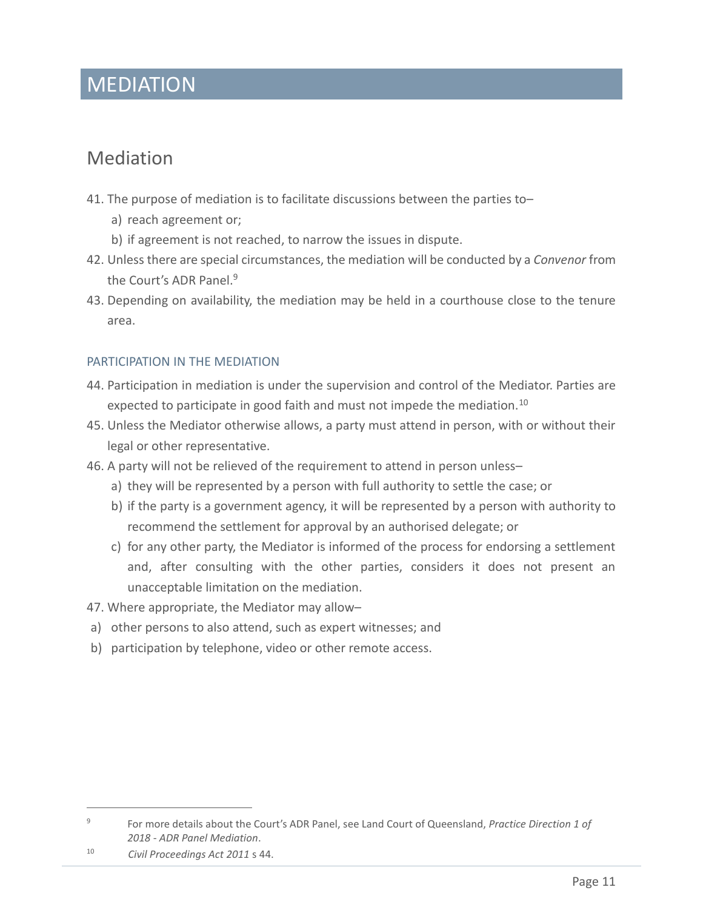# MEDIATION

## Mediation

41. The purpose of mediation is to facilitate discussions between the parties to–
    a) reach agreement or;
    b) if agreement is not reached, to narrow the issues in dispute.
42. Unless there are special circumstances, the mediation will be conducted by a *Convenor* from the Court's ADR Panel.[9]
43. Depending on availability, the mediation may be held in a courthouse close to the tenure area.

### PARTICIPATION IN THE MEDIATION

44. Participation in mediation is under the supervision and control of the Mediator. Parties are expected to participate in good faith and must not impede the mediation.[10]
45. Unless the Mediator otherwise allows, a party must attend in person, with or without their legal or other representative.
46. A party will not be relieved of the requirement to attend in person unless–
    a) they will be represented by a person with full authority to settle the case; or
    b) if the party is a government agency, it will be represented by a person with authority to recommend the settlement for approval by an authorised delegate; or
    c) for any other party, the Mediator is informed of the process for endorsing a settlement and, after consulting with the other parties, considers it does not present an unacceptable limitation on the mediation.
47. Where appropriate, the Mediator may allow–
    a) other persons to also attend, such as expert witnesses; and
    b) participation by telephone, video or other remote access.

---

[9] For more details about the Court's ADR Panel, see Land Court of Queensland, *Practice Direction 1 of 2018 - ADR Panel Mediation*.

[10] *Civil Proceedings Act 2011* s 44.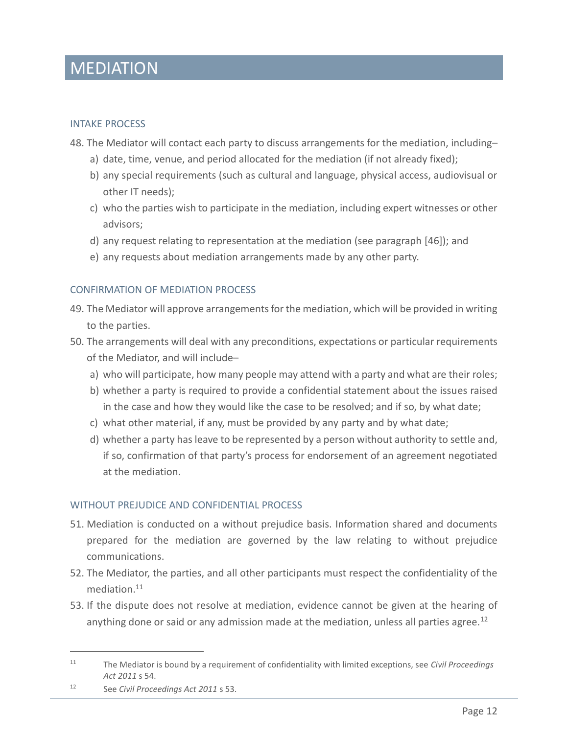# MEDIATION

## INTAKE PROCESS

48. The Mediator will contact each party to discuss arrangements for the mediation, including–
    a) date, time, venue, and period allocated for the mediation (if not already fixed);
    b) any special requirements (such as cultural and language, physical access, audiovisual or other IT needs);
    c) who the parties wish to participate in the mediation, including expert witnesses or other advisors;
    d) any request relating to representation at the mediation (see paragraph [46]); and
    e) any requests about mediation arrangements made by any other party.

## CONFIRMATION OF MEDIATION PROCESS

49. The Mediator will approve arrangements for the mediation, which will be provided in writing to the parties.
50. The arrangements will deal with any preconditions, expectations or particular requirements of the Mediator, and will include–
    a) who will participate, how many people may attend with a party and what are their roles;
    b) whether a party is required to provide a confidential statement about the issues raised in the case and how they would like the case to be resolved; and if so, by what date;
    c) what other material, if any, must be provided by any party and by what date;
    d) whether a party has leave to be represented by a person without authority to settle and, if so, confirmation of that party's process for endorsement of an agreement negotiated at the mediation.

## WITHOUT PREJUDICE AND CONFIDENTIAL PROCESS

51. Mediation is conducted on a without prejudice basis. Information shared and documents prepared for the mediation are governed by the law relating to without prejudice communications.
52. The Mediator, the parties, and all other participants must respect the confidentiality of the mediation.[11]
53. If the dispute does not resolve at mediation, evidence cannot be given at the hearing of anything done or said or any admission made at the mediation, unless all parties agree.[12]

---

[11] The Mediator is bound by a requirement of confidentiality with limited exceptions, see *Civil Proceedings Act 2011* s 54.

[12] See *Civil Proceedings Act 2011* s 53.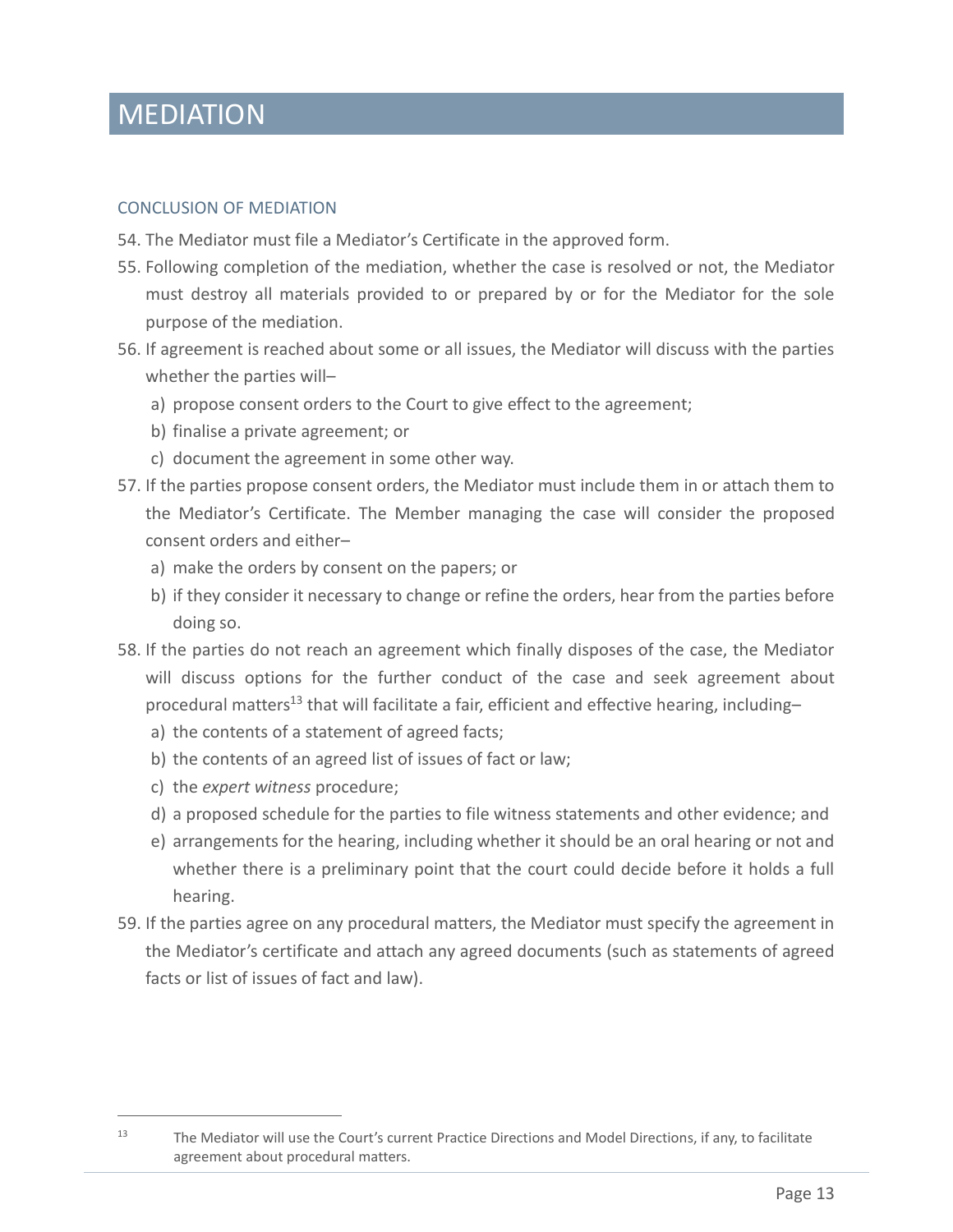# MEDIATION

## CONCLUSION OF MEDIATION

54. The Mediator must file a Mediator's Certificate in the approved form.

55. Following completion of the mediation, whether the case is resolved or not, the Mediator must destroy all materials provided to or prepared by or for the Mediator for the sole purpose of the mediation.

56. If agreement is reached about some or all issues, the Mediator will discuss with the parties whether the parties will–

    a) propose consent orders to the Court to give effect to the agreement;

    b) finalise a private agreement; or

    c) document the agreement in some other way.

57. If the parties propose consent orders, the Mediator must include them in or attach them to the Mediator's Certificate. The Member managing the case will consider the proposed consent orders and either–

    a) make the orders by consent on the papers; or

    b) if they consider it necessary to change or refine the orders, hear from the parties before doing so.

58. If the parties do not reach an agreement which finally disposes of the case, the Mediator will discuss options for the further conduct of the case and seek agreement about procedural matters[13] that will facilitate a fair, efficient and effective hearing, including–

    a) the contents of a statement of agreed facts;

    b) the contents of an agreed list of issues of fact or law;

    c) the *expert witness* procedure;

    d) a proposed schedule for the parties to file witness statements and other evidence; and

    e) arrangements for the hearing, including whether it should be an oral hearing or not and whether there is a preliminary point that the court could decide before it holds a full hearing.

59. If the parties agree on any procedural matters, the Mediator must specify the agreement in the Mediator's certificate and attach any agreed documents (such as statements of agreed facts or list of issues of fact and law).

---

[13] The Mediator will use the Court's current Practice Directions and Model Directions, if any, to facilitate agreement about procedural matters.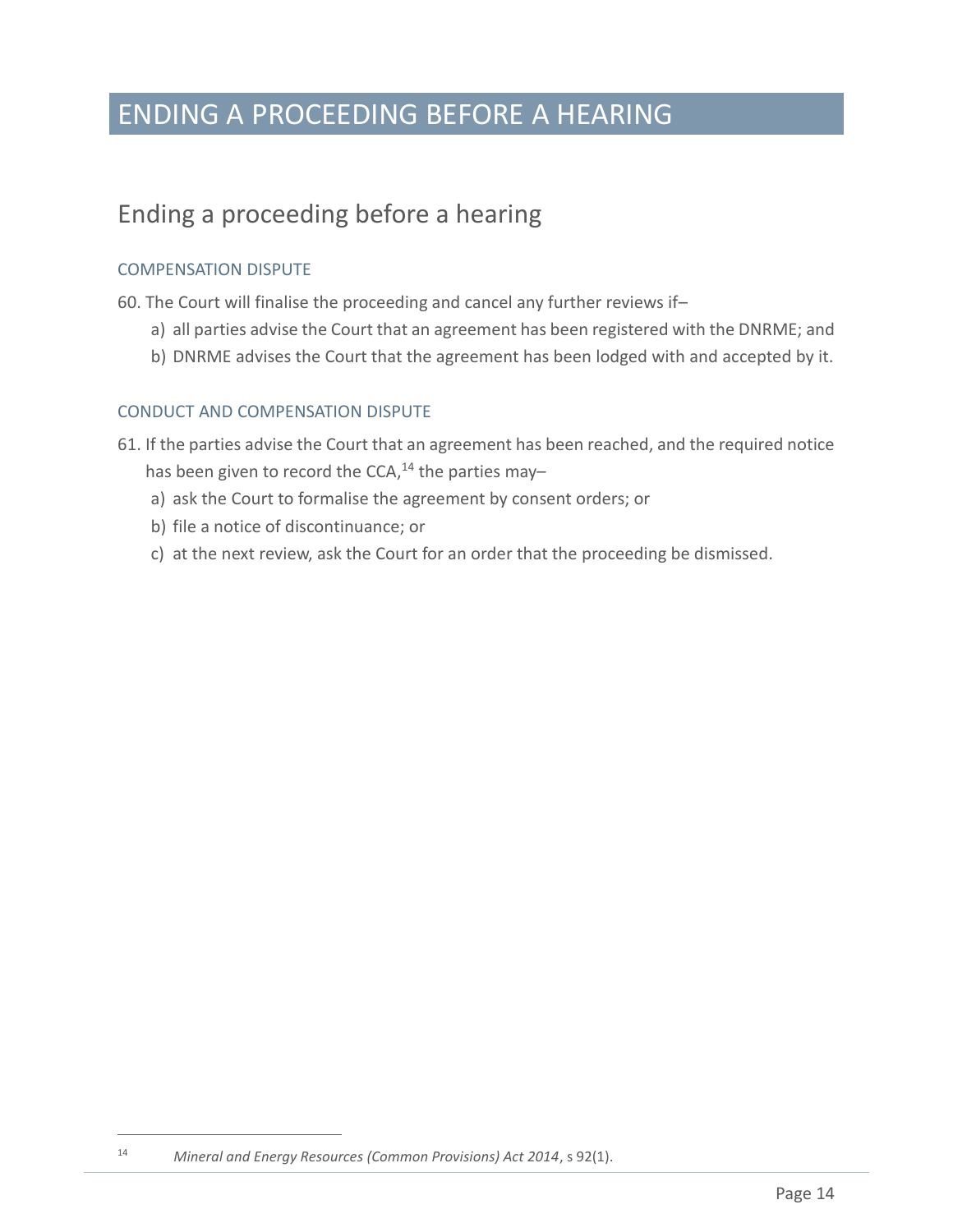# ENDING A PROCEEDING BEFORE A HEARING

## Ending a proceeding before a hearing

### COMPENSATION DISPUTE

60. The Court will finalise the proceeding and cancel any further reviews if–
    a) all parties advise the Court that an agreement has been registered with the DNRME; and
    b) DNRME advises the Court that the agreement has been lodged with and accepted by it.

### CONDUCT AND COMPENSATION DISPUTE

61. If the parties advise the Court that an agreement has been reached, and the required notice has been given to record the CCA,[14] the parties may–
    a) ask the Court to formalise the agreement by consent orders; or
    b) file a notice of discontinuance; or
    c) at the next review, ask the Court for an order that the proceeding be dismissed.

[14] *Mineral and Energy Resources (Common Provisions) Act 2014*, s 92(1).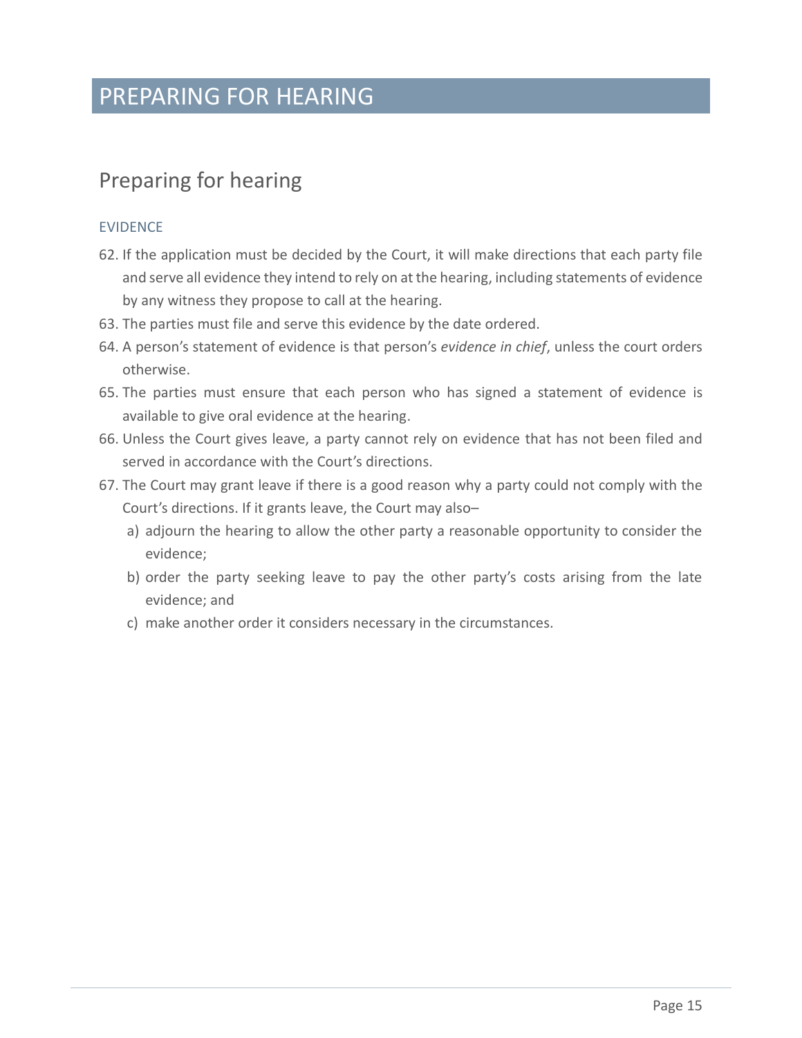# PREPARING FOR HEARING

## Preparing for hearing

### EVIDENCE

62. If the application must be decided by the Court, it will make directions that each party file and serve all evidence they intend to rely on at the hearing, including statements of evidence by any witness they propose to call at the hearing.
63. The parties must file and serve this evidence by the date ordered.
64. A person's statement of evidence is that person's *evidence in chief*, unless the court orders otherwise.
65. The parties must ensure that each person who has signed a statement of evidence is available to give oral evidence at the hearing.
66. Unless the Court gives leave, a party cannot rely on evidence that has not been filed and served in accordance with the Court's directions.
67. The Court may grant leave if there is a good reason why a party could not comply with the Court's directions. If it grants leave, the Court may also–
    a) adjourn the hearing to allow the other party a reasonable opportunity to consider the evidence;
    b) order the party seeking leave to pay the other party's costs arising from the late evidence; and
    c) make another order it considers necessary in the circumstances.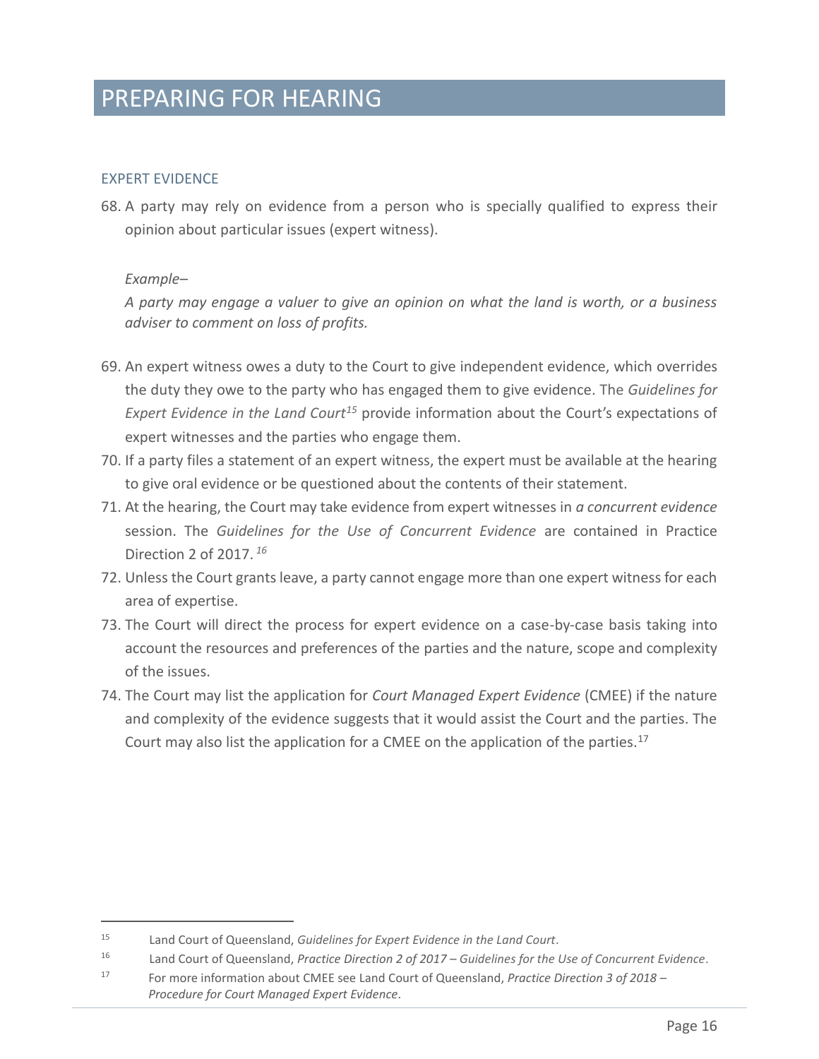# PREPARING FOR HEARING

## EXPERT EVIDENCE

68. A party may rely on evidence from a person who is specially qualified to express their opinion about particular issues (expert witness).

    *Example–*

    *A party may engage a valuer to give an opinion on what the land is worth, or a business adviser to comment on loss of profits.*

69. An expert witness owes a duty to the Court to give independent evidence, which overrides the duty they owe to the party who has engaged them to give evidence. The *Guidelines for Expert Evidence in the Land Court*[15] provide information about the Court's expectations of expert witnesses and the parties who engage them.
70. If a party files a statement of an expert witness, the expert must be available at the hearing to give oral evidence or be questioned about the contents of their statement.
71. At the hearing, the Court may take evidence from expert witnesses in *a concurrent evidence* session. The *Guidelines for the Use of Concurrent Evidence* are contained in Practice Direction 2 of 2017.[16]
72. Unless the Court grants leave, a party cannot engage more than one expert witness for each area of expertise.
73. The Court will direct the process for expert evidence on a case-by-case basis taking into account the resources and preferences of the parties and the nature, scope and complexity of the issues.
74. The Court may list the application for *Court Managed Expert Evidence* (CMEE) if the nature and complexity of the evidence suggests that it would assist the Court and the parties. The Court may also list the application for a CMEE on the application of the parties.[17]

---

[15] Land Court of Queensland, *Guidelines for Expert Evidence in the Land Court*.

[16] Land Court of Queensland, *Practice Direction 2 of 2017 – Guidelines for the Use of Concurrent Evidence*.

[17] For more information about CMEE see Land Court of Queensland, *Practice Direction 3 of 2018 – Procedure for Court Managed Expert Evidence*.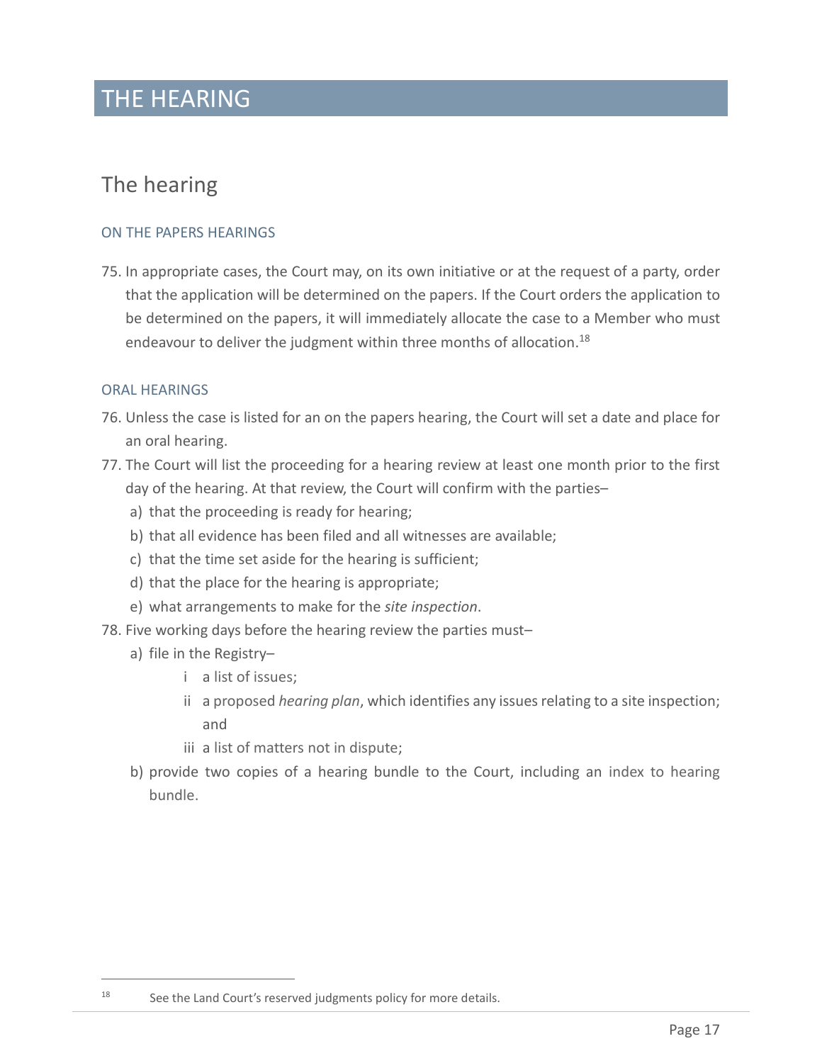# THE HEARING

## The hearing

### ON THE PAPERS HEARINGS

75. In appropriate cases, the Court may, on its own initiative or at the request of a party, order that the application will be determined on the papers. If the Court orders the application to be determined on the papers, it will immediately allocate the case to a Member who must endeavour to deliver the judgment within three months of allocation.[18]

### ORAL HEARINGS

76. Unless the case is listed for an on the papers hearing, the Court will set a date and place for an oral hearing.
77. The Court will list the proceeding for a hearing review at least one month prior to the first day of the hearing. At that review, the Court will confirm with the parties–
    a) that the proceeding is ready for hearing;
    b) that all evidence has been filed and all witnesses are available;
    c) that the time set aside for the hearing is sufficient;
    d) that the place for the hearing is appropriate;
    e) what arrangements to make for the *site inspection*.
78. Five working days before the hearing review the parties must–
    a) file in the Registry–
        i a list of issues;
        ii a proposed *hearing plan*, which identifies any issues relating to a site inspection; and
        iii a list of matters not in dispute;
    b) provide two copies of a hearing bundle to the Court, including an index to hearing bundle.

[18] See the Land Court's reserved judgments policy for more details.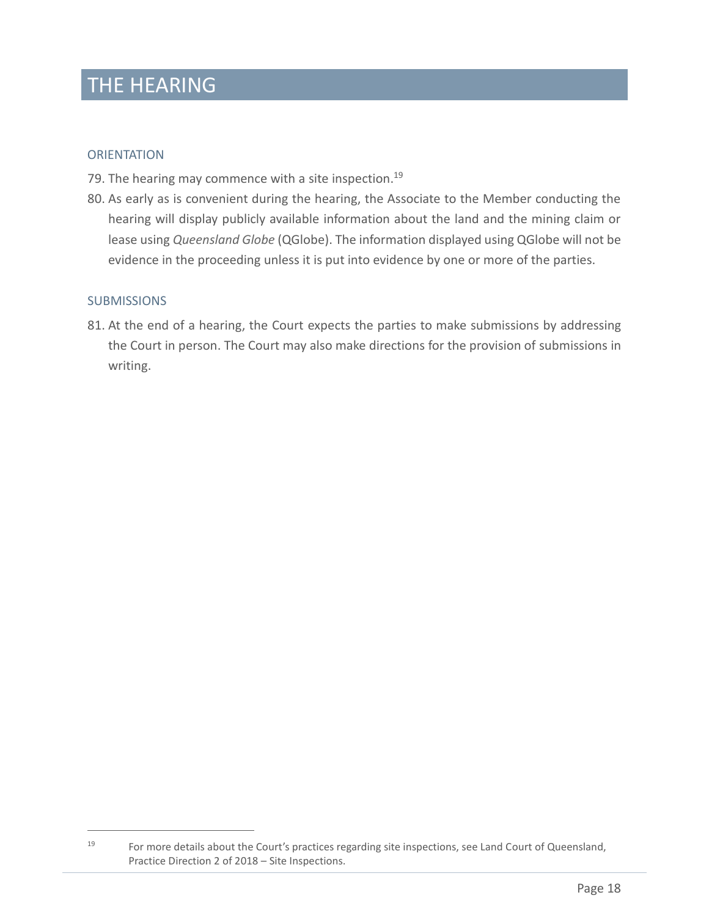# THE HEARING

## ORIENTATION

79. The hearing may commence with a site inspection.[19]

80. As early as is convenient during the hearing, the Associate to the Member conducting the hearing will display publicly available information about the land and the mining claim or lease using *Queensland Globe* (QGlobe). The information displayed using QGlobe will not be evidence in the proceeding unless it is put into evidence by one or more of the parties.

## SUBMISSIONS

81. At the end of a hearing, the Court expects the parties to make submissions by addressing the Court in person. The Court may also make directions for the provision of submissions in writing.

---

[19] For more details about the Court's practices regarding site inspections, see Land Court of Queensland, Practice Direction 2 of 2018 – Site Inspections.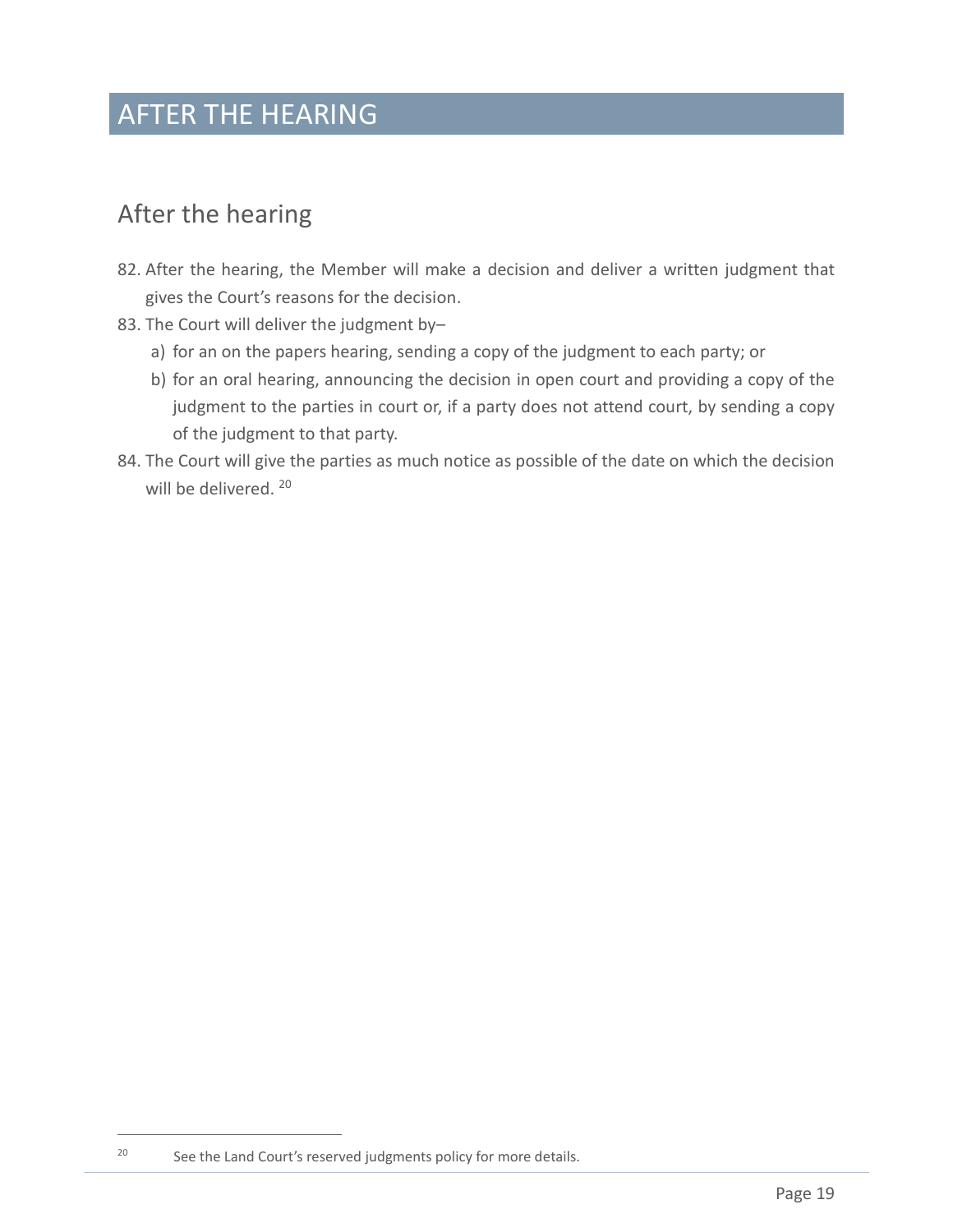# AFTER THE HEARING

## After the hearing

82. After the hearing, the Member will make a decision and deliver a written judgment that gives the Court's reasons for the decision.

83. The Court will deliver the judgment by–

    a) for an on the papers hearing, sending a copy of the judgment to each party; or

    b) for an oral hearing, announcing the decision in open court and providing a copy of the judgment to the parties in court or, if a party does not attend court, by sending a copy of the judgment to that party.

84. The Court will give the parties as much notice as possible of the date on which the decision will be delivered. [20]

---

[20] See the Land Court's reserved judgments policy for more details.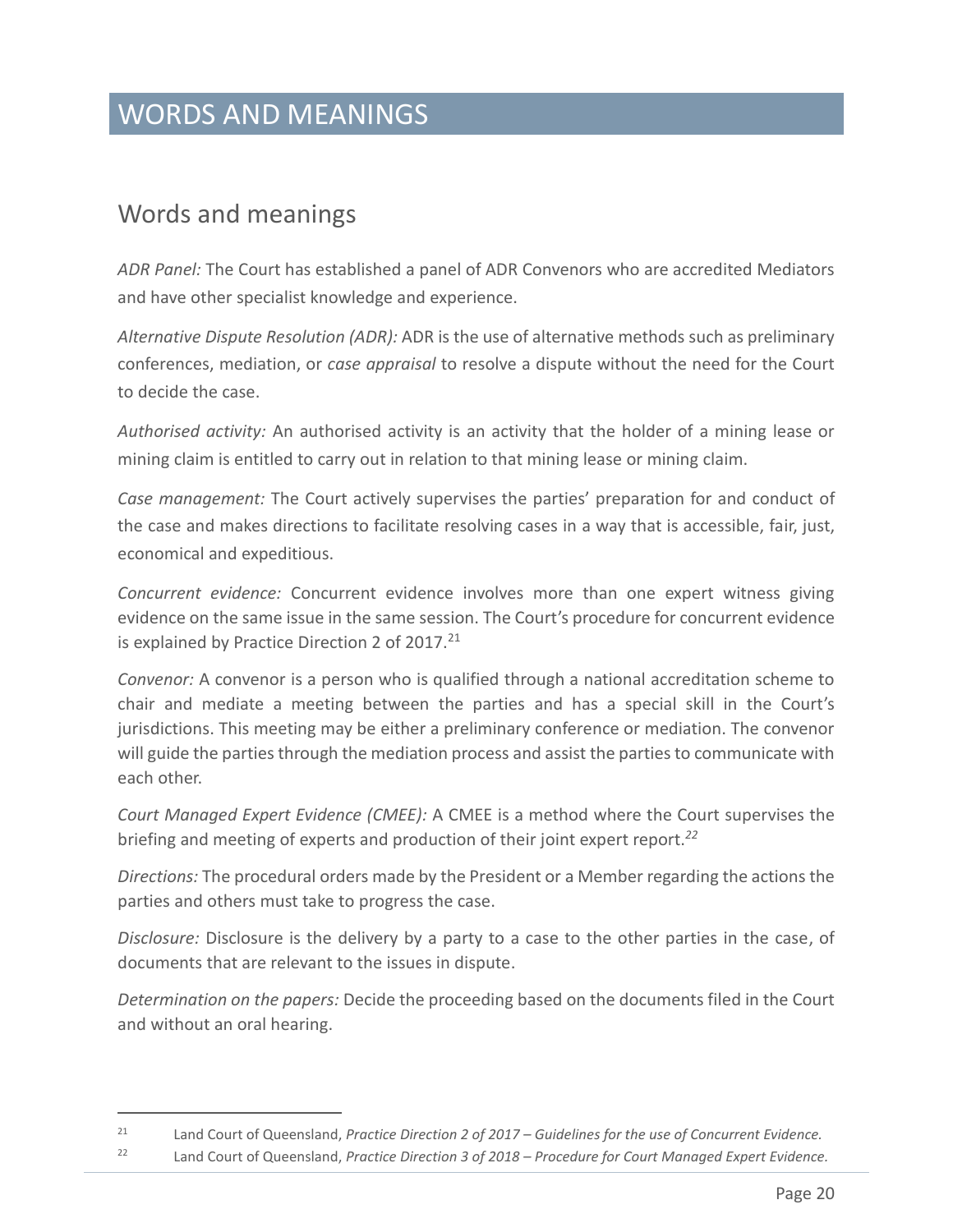# WORDS AND MEANINGS

## Words and meanings

*ADR Panel:* The Court has established a panel of ADR Convenors who are accredited Mediators and have other specialist knowledge and experience.

*Alternative Dispute Resolution (ADR):* ADR is the use of alternative methods such as preliminary conferences, mediation, or *case appraisal* to resolve a dispute without the need for the Court to decide the case.

*Authorised activity:* An authorised activity is an activity that the holder of a mining lease or mining claim is entitled to carry out in relation to that mining lease or mining claim.

*Case management:* The Court actively supervises the parties' preparation for and conduct of the case and makes directions to facilitate resolving cases in a way that is accessible, fair, just, economical and expeditious.

*Concurrent evidence:* Concurrent evidence involves more than one expert witness giving evidence on the same issue in the same session. The Court's procedure for concurrent evidence is explained by Practice Direction 2 of 2017.[21]

*Convenor:* A convenor is a person who is qualified through a national accreditation scheme to chair and mediate a meeting between the parties and has a special skill in the Court's jurisdictions. This meeting may be either a preliminary conference or mediation. The convenor will guide the parties through the mediation process and assist the parties to communicate with each other.

*Court Managed Expert Evidence (CMEE):* A CMEE is a method where the Court supervises the briefing and meeting of experts and production of their joint expert report.[22]

*Directions:* The procedural orders made by the President or a Member regarding the actions the parties and others must take to progress the case.

*Disclosure:* Disclosure is the delivery by a party to a case to the other parties in the case, of documents that are relevant to the issues in dispute.

*Determination on the papers:* Decide the proceeding based on the documents filed in the Court and without an oral hearing.

---

[21] Land Court of Queensland, *Practice Direction 2 of 2017 – Guidelines for the use of Concurrent Evidence.*

[22] Land Court of Queensland, *Practice Direction 3 of 2018 – Procedure for Court Managed Expert Evidence.*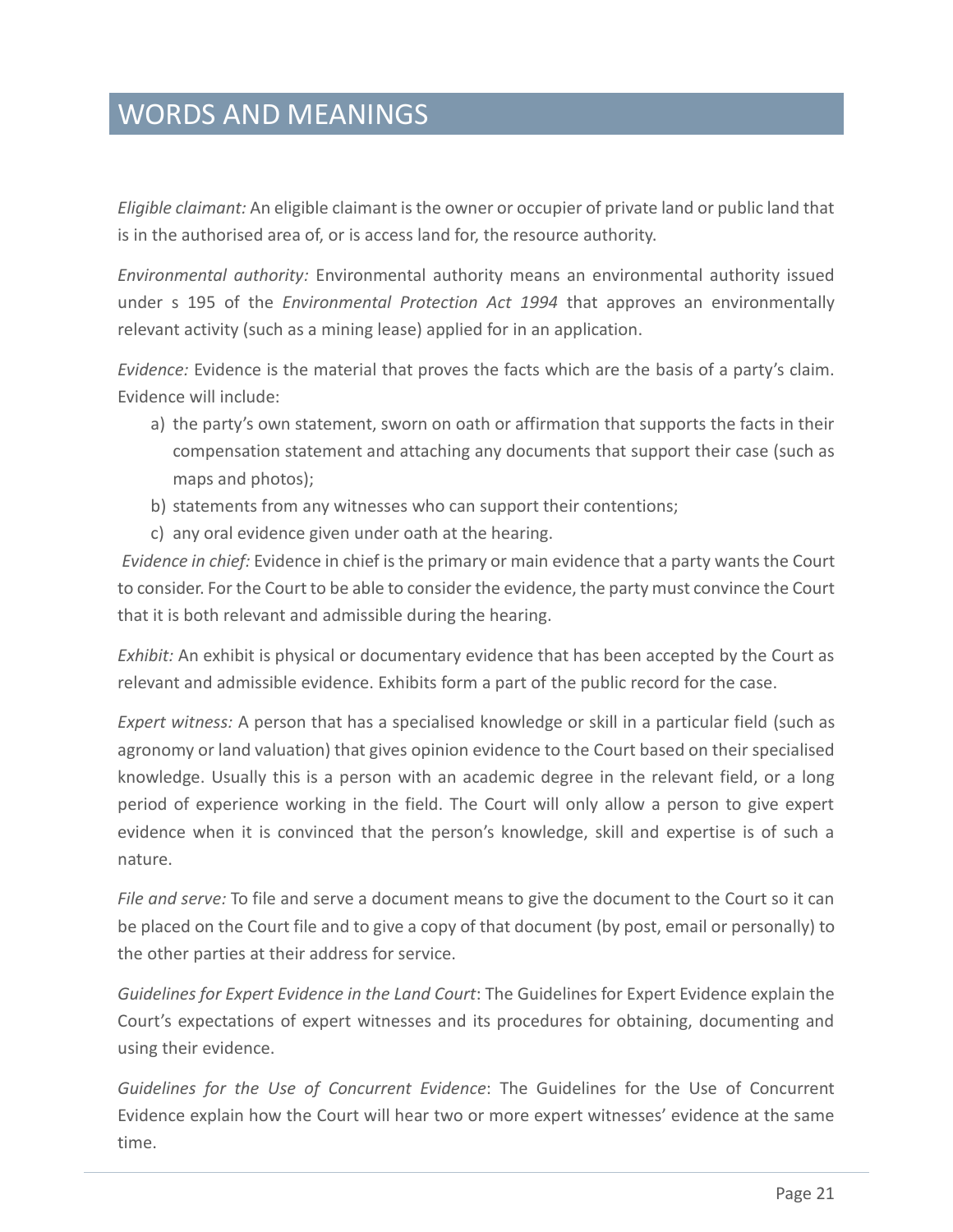## WORDS AND MEANINGS

*Eligible claimant:* An eligible claimant is the owner or occupier of private land or public land that is in the authorised area of, or is access land for, the resource authority.

*Environmental authority:* Environmental authority means an environmental authority issued under s 195 of the *Environmental Protection Act 1994* that approves an environmentally relevant activity (such as a mining lease) applied for in an application.

*Evidence:* Evidence is the material that proves the facts which are the basis of a party's claim. Evidence will include:

a) the party's own statement, sworn on oath or affirmation that supports the facts in their compensation statement and attaching any documents that support their case (such as maps and photos);
b) statements from any witnesses who can support their contentions;
c) any oral evidence given under oath at the hearing.

*Evidence in chief:* Evidence in chief is the primary or main evidence that a party wants the Court to consider. For the Court to be able to consider the evidence, the party must convince the Court that it is both relevant and admissible during the hearing.

*Exhibit:* An exhibit is physical or documentary evidence that has been accepted by the Court as relevant and admissible evidence. Exhibits form a part of the public record for the case.

*Expert witness:* A person that has a specialised knowledge or skill in a particular field (such as agronomy or land valuation) that gives opinion evidence to the Court based on their specialised knowledge. Usually this is a person with an academic degree in the relevant field, or a long period of experience working in the field. The Court will only allow a person to give expert evidence when it is convinced that the person's knowledge, skill and expertise is of such a nature.

*File and serve:* To file and serve a document means to give the document to the Court so it can be placed on the Court file and to give a copy of that document (by post, email or personally) to the other parties at their address for service.

*Guidelines for Expert Evidence in the Land Court*: The Guidelines for Expert Evidence explain the Court's expectations of expert witnesses and its procedures for obtaining, documenting and using their evidence.

*Guidelines for the Use of Concurrent Evidence*: The Guidelines for the Use of Concurrent Evidence explain how the Court will hear two or more expert witnesses' evidence at the same time.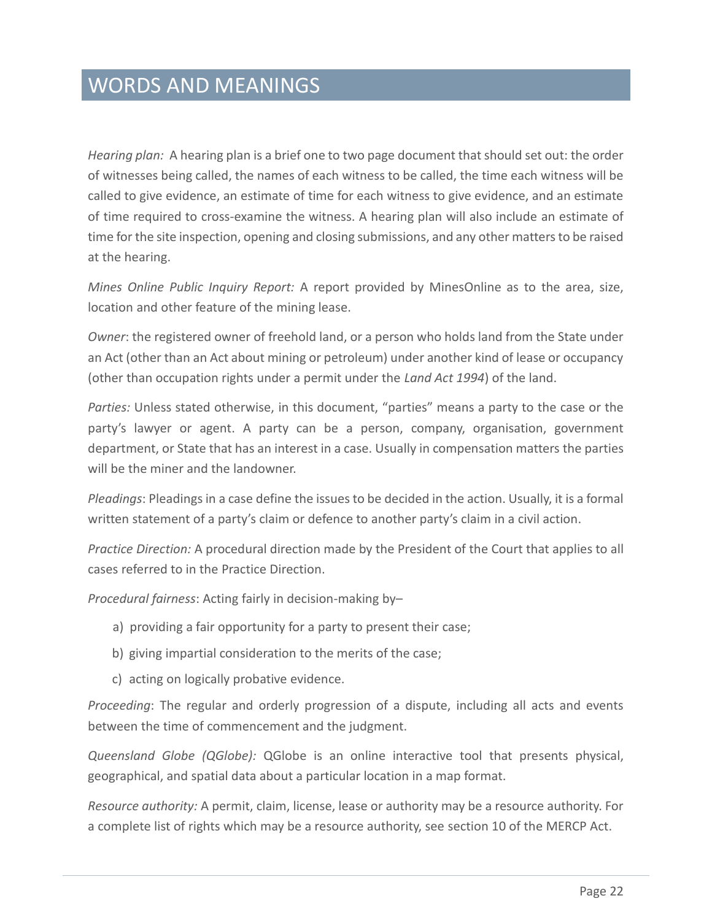# WORDS AND MEANINGS

*Hearing plan:* A hearing plan is a brief one to two page document that should set out: the order of witnesses being called, the names of each witness to be called, the time each witness will be called to give evidence, an estimate of time for each witness to give evidence, and an estimate of time required to cross-examine the witness. A hearing plan will also include an estimate of time for the site inspection, opening and closing submissions, and any other matters to be raised at the hearing.

*Mines Online Public Inquiry Report:* A report provided by MinesOnline as to the area, size, location and other feature of the mining lease.

*Owner*: the registered owner of freehold land, or a person who holds land from the State under an Act (other than an Act about mining or petroleum) under another kind of lease or occupancy (other than occupation rights under a permit under the *Land Act 1994*) of the land.

*Parties:* Unless stated otherwise, in this document, "parties" means a party to the case or the party's lawyer or agent. A party can be a person, company, organisation, government department, or State that has an interest in a case. Usually in compensation matters the parties will be the miner and the landowner.

*Pleadings*: Pleadings in a case define the issues to be decided in the action. Usually, it is a formal written statement of a party's claim or defence to another party's claim in a civil action.

*Practice Direction:* A procedural direction made by the President of the Court that applies to all cases referred to in the Practice Direction.

*Procedural fairness*: Acting fairly in decision-making by–

a) providing a fair opportunity for a party to present their case;

b) giving impartial consideration to the merits of the case;

c) acting on logically probative evidence.

*Proceeding*: The regular and orderly progression of a dispute, including all acts and events between the time of commencement and the judgment.

*Queensland Globe (QGlobe):* QGlobe is an online interactive tool that presents physical, geographical, and spatial data about a particular location in a map format.

*Resource authority:* A permit, claim, license, lease or authority may be a resource authority. For a complete list of rights which may be a resource authority, see section 10 of the MERCP Act.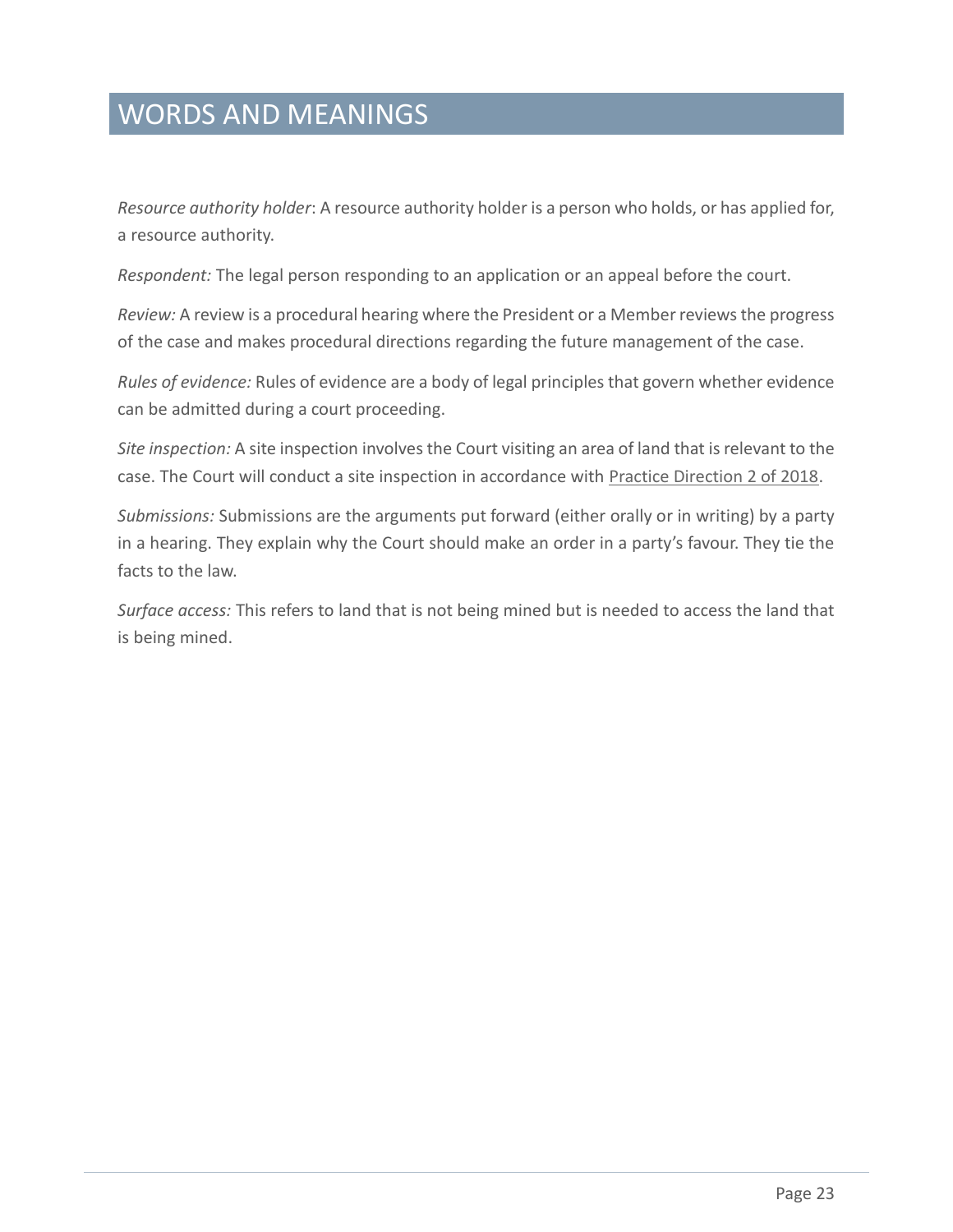# WORDS AND MEANINGS

*Resource authority holder*: A resource authority holder is a person who holds, or has applied for, a resource authority.

*Respondent:* The legal person responding to an application or an appeal before the court.

*Review:* A review is a procedural hearing where the President or a Member reviews the progress of the case and makes procedural directions regarding the future management of the case.

*Rules of evidence:* Rules of evidence are a body of legal principles that govern whether evidence can be admitted during a court proceeding.

*Site inspection:* A site inspection involves the Court visiting an area of land that is relevant to the case. The Court will conduct a site inspection in accordance with Practice Direction 2 of 2018.

*Submissions:* Submissions are the arguments put forward (either orally or in writing) by a party in a hearing. They explain why the Court should make an order in a party's favour. They tie the facts to the law.

*Surface access:* This refers to land that is not being mined but is needed to access the land that is being mined.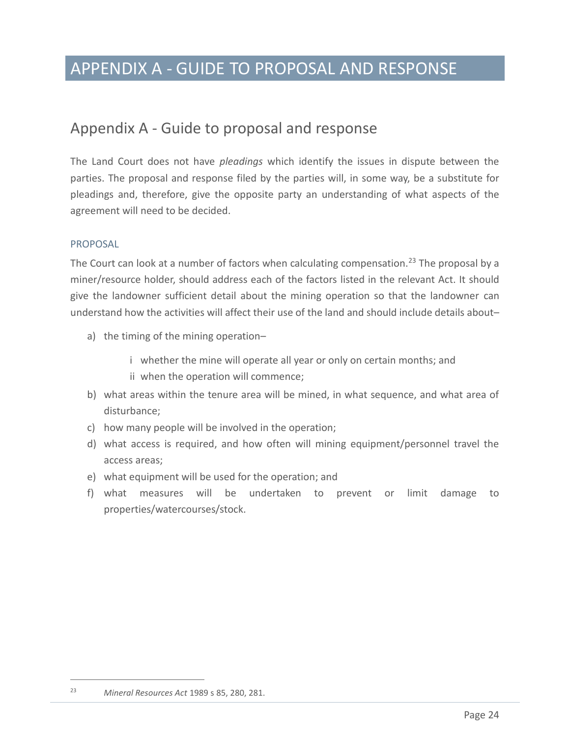# APPENDIX A - GUIDE TO PROPOSAL AND RESPONSE

## Appendix A - Guide to proposal and response

The Land Court does not have *pleadings* which identify the issues in dispute between the parties. The proposal and response filed by the parties will, in some way, be a substitute for pleadings and, therefore, give the opposite party an understanding of what aspects of the agreement will need to be decided.

### PROPOSAL

The Court can look at a number of factors when calculating compensation.[23] The proposal by a miner/resource holder, should address each of the factors listed in the relevant Act. It should give the landowner sufficient detail about the mining operation so that the landowner can understand how the activities will affect their use of the land and should include details about–

a) the timing of the mining operation–

   i whether the mine will operate all year or only on certain months; and

   ii when the operation will commence;

b) what areas within the tenure area will be mined, in what sequence, and what area of disturbance;

c) how many people will be involved in the operation;

d) what access is required, and how often will mining equipment/personnel travel the access areas;

e) what equipment will be used for the operation; and

f) what measures will be undertaken to prevent or limit damage to properties/watercourses/stock.

[23] *Mineral Resources Act* 1989 s 85, 280, 281.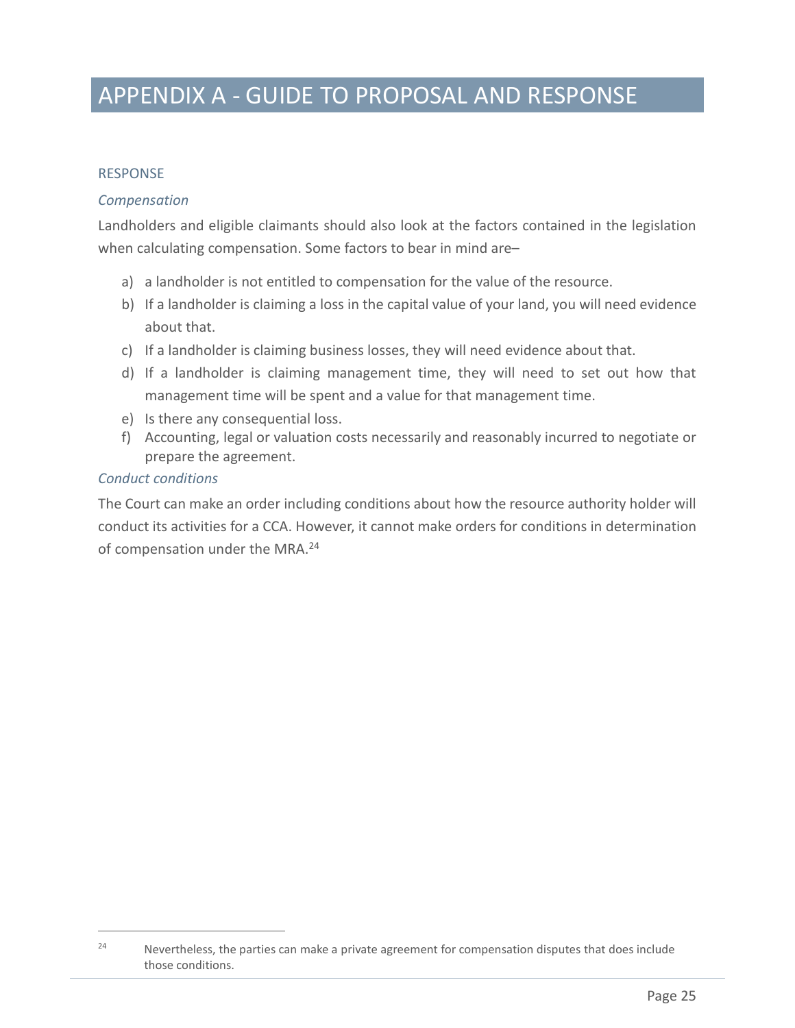# APPENDIX A - GUIDE TO PROPOSAL AND RESPONSE

## RESPONSE

### *Compensation*

Landholders and eligible claimants should also look at the factors contained in the legislation when calculating compensation. Some factors to bear in mind are–

a) a landholder is not entitled to compensation for the value of the resource.
b) If a landholder is claiming a loss in the capital value of your land, you will need evidence about that.
c) If a landholder is claiming business losses, they will need evidence about that.
d) If a landholder is claiming management time, they will need to set out how that management time will be spent and a value for that management time.
e) Is there any consequential loss.
f) Accounting, legal or valuation costs necessarily and reasonably incurred to negotiate or prepare the agreement.

### *Conduct conditions*

The Court can make an order including conditions about how the resource authority holder will conduct its activities for a CCA. However, it cannot make orders for conditions in determination of compensation under the MRA.[24]

---

[24] Nevertheless, the parties can make a private agreement for compensation disputes that does include those conditions.